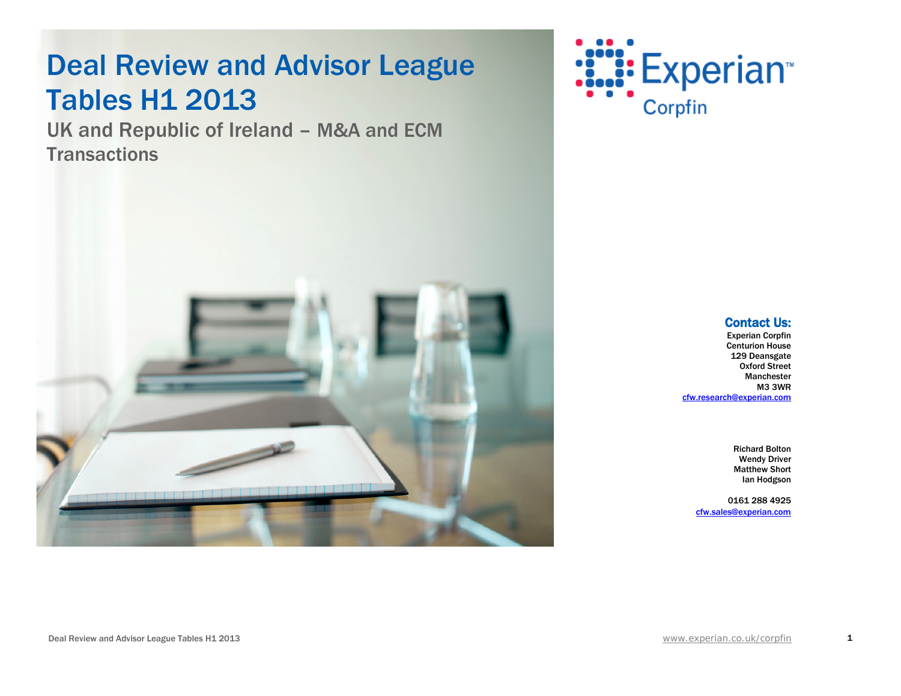# Deal Review and Advisor League Tables H1 2013

## UK and Republic of Ireland – M&A and ECM Transactions

Experian Corpfin

### Contact Us:

Experian Corpfin
Centurion House
129 Deansgate
Oxford Street
Manchester
M3 3WR
cfw.research@experian.com

Richard Bolton
Wendy Driver
Matthew Short
Ian Hodgson

0161 288 4925
cfw.sales@experian.com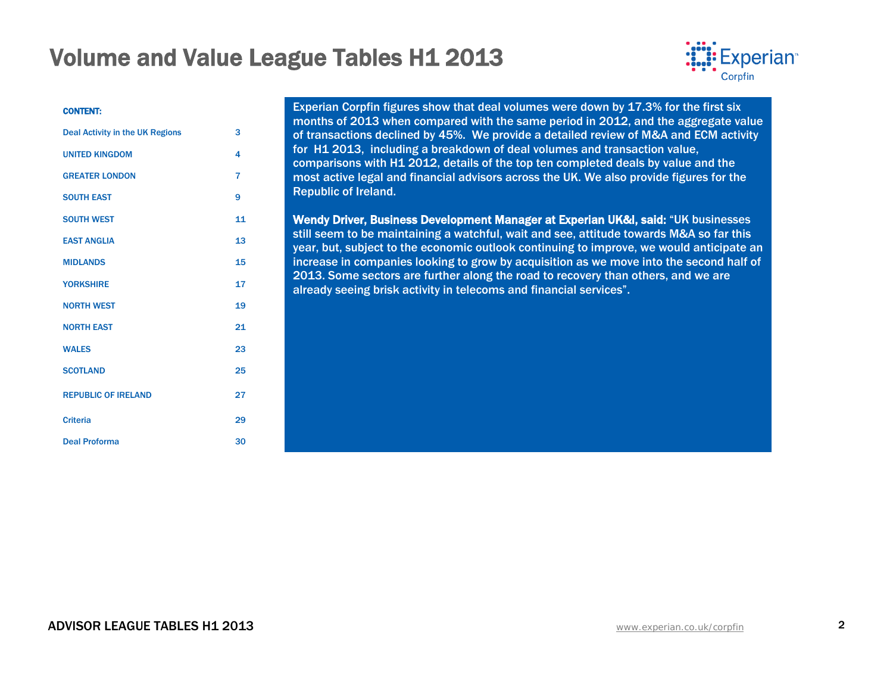# Volume and Value League Tables H1 2013

**CONTENT:**

| | |
|---|---|
| Deal Activity in the UK Regions | 3 |
| UNITED KINGDOM | 4 |
| GREATER LONDON | 7 |
| SOUTH EAST | 9 |
| SOUTH WEST | 11 |
| EAST ANGLIA | 13 |
| MIDLANDS | 15 |
| YORKSHIRE | 17 |
| NORTH WEST | 19 |
| NORTH EAST | 21 |
| WALES | 23 |
| SCOTLAND | 25 |
| REPUBLIC OF IRELAND | 27 |
| Criteria | 29 |
| Deal Proforma | 30 |

Experian Corpfin figures show that deal volumes were down by 17.3% for the first six months of 2013 when compared with the same period in 2012, and the aggregate value of transactions declined by 45%. We provide a detailed review of M&A and ECM activity for H1 2013, including a breakdown of deal volumes and transaction value, comparisons with H1 2012, details of the top ten completed deals by value and the most active legal and financial advisors across the UK. We also provide figures for the Republic of Ireland.

**Wendy Driver, Business Development Manager at Experian UK&I, said:** "UK businesses still seem to be maintaining a watchful, wait and see, attitude towards M&A so far this year, but, subject to the economic outlook continuing to improve, we would anticipate an increase in companies looking to grow by acquisition as we move into the second half of 2013. Some sectors are further along the road to recovery than others, and we are already seeing brisk activity in telecoms and financial services".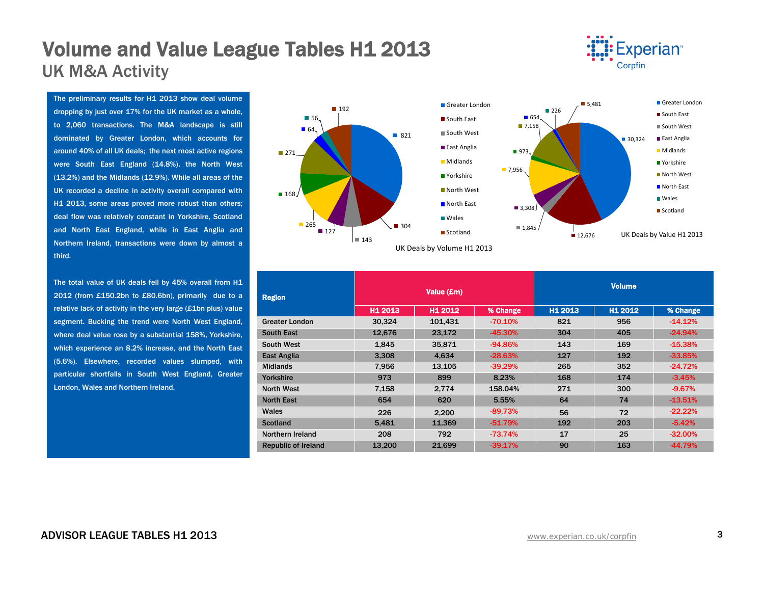# Volume and Value League Tables H1 2013

## UK M&A Activity

The preliminary results for H1 2013 show deal volume dropping by just over 17% for the UK market as a whole, to 2,060 transactions. The M&A landscape is still dominated by Greater London, which accounts for around 40% of all UK deals; the next most active regions were South East England (14.8%), the North West (13.2%) and the Midlands (12.9%). While all areas of the UK recorded a decline in activity overall compared with H1 2013, some areas proved more robust than others; deal flow was relatively constant in Yorkshire, Scotland and North East England, while in East Anglia and Northern Ireland, transactions were down by almost a third.

The total value of UK deals fell by 45% overall from H1 2012 (from £150.2bn to £80.6bn), primarily due to a relative lack of activity in the very large (£1bn plus) value segment. Bucking the trend were North West England, where deal value rose by a substantial 158%, Yorkshire, which experience an 8.2% increase, and the North East (5.6%). Elsewhere, recorded values slumped, with particular shortfalls in South West England, Greater London, Wales and Northern Ireland.

UK Deals by Volume H1 2013

UK Deals by Value H1 2013

| Region | Value (£m) | | | Volume | | |
|---|---|---|---|---|---|---|
| | H1 2013 | H1 2012 | % Change | H1 2013 | H1 2012 | % Change |
| Greater London | 30,324 | 101,431 | -70.10% | 821 | 956 | -14.12% |
| South East | 12,676 | 23,172 | -45.30% | 304 | 405 | -24.94% |
| South West | 1,845 | 35,871 | -94.86% | 143 | 169 | -15.38% |
| East Anglia | 3,308 | 4,634 | -28.63% | 127 | 192 | -33.85% |
| Midlands | 7,956 | 13,105 | -39.29% | 265 | 352 | -24.72% |
| Yorkshire | 973 | 899 | 8.23% | 168 | 174 | -3.45% |
| North West | 7,158 | 2,774 | 158.04% | 271 | 300 | -9.67% |
| North East | 654 | 620 | 5.55% | 64 | 74 | -13.51% |
| Wales | 226 | 2,200 | -89.73% | 56 | 72 | -22.22% |
| Scotland | 5,481 | 11,369 | -51.79% | 192 | 203 | -5.42% |
| Northern Ireland | 208 | 792 | -73.74% | 17 | 25 | -32.00% |
| Republic of Ireland | 13,200 | 21,699 | -39.17% | 90 | 163 | -44.79% |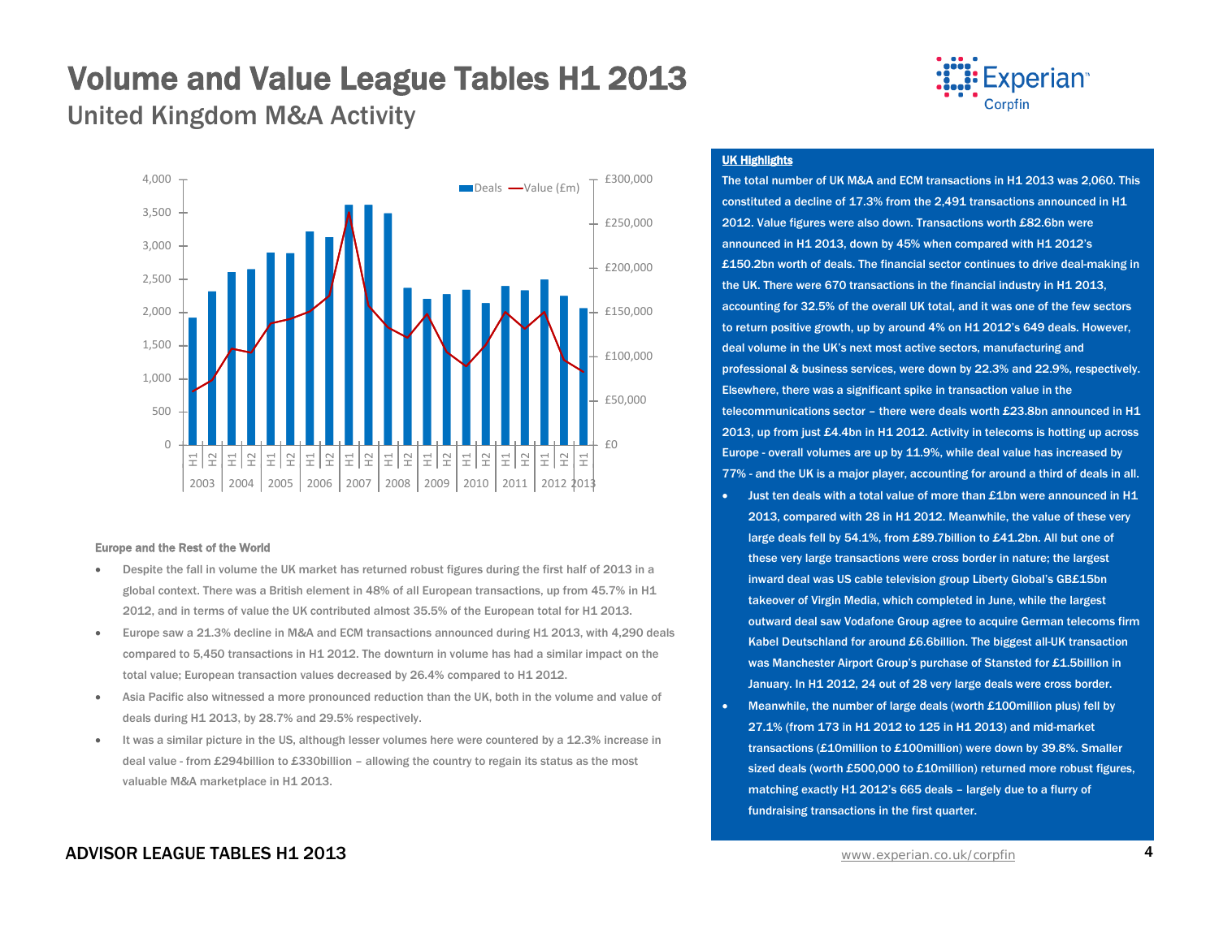# Volume and Value League Tables H1 2013

## United Kingdom M&A Activity

### Europe and the Rest of the World

- Despite the fall in volume the UK market has returned robust figures during the first half of 2013 in a global context. There was a British element in 48% of all European transactions, up from 45.7% in H1 2012, and in terms of value the UK contributed almost 35.5% of the European total for H1 2013.
- Europe saw a 21.3% decline in M&A and ECM transactions announced during H1 2013, with 4,290 deals compared to 5,450 transactions in H1 2012. The downturn in volume has had a similar impact on the total value; European transaction values decreased by 26.4% compared to H1 2012.
- Asia Pacific also witnessed a more pronounced reduction than the UK, both in the volume and value of deals during H1 2013, by 28.7% and 29.5% respectively.
- It was a similar picture in the US, although lesser volumes here were countered by a 12.3% increase in deal value - from £294billion to £330billion – allowing the country to regain its status as the most valuable M&A marketplace in H1 2013.

### UK Highlights

The total number of UK M&A and ECM transactions in H1 2013 was 2,060. This constituted a decline of 17.3% from the 2,491 transactions announced in H1 2012. Value figures were also down. Transactions worth £82.6bn were announced in H1 2013, down by 45% when compared with H1 2012's £150.2bn worth of deals. The financial sector continues to drive deal-making in the UK. There were 670 transactions in the financial industry in H1 2013, accounting for 32.5% of the overall UK total, and it was one of the few sectors to return positive growth, up by around 4% on H1 2012's 649 deals. However, deal volume in the UK's next most active sectors, manufacturing and professional & business services, were down by 22.3% and 22.9%, respectively. Elsewhere, there was a significant spike in transaction value in the telecommunications sector – there were deals worth £23.8bn announced in H1 2013, up from just £4.4bn in H1 2012. Activity in telecoms is hotting up across Europe - overall volumes are up by 11.9%, while deal value has increased by 77% - and the UK is a major player, accounting for around a third of deals in all.

- Just ten deals with a total value of more than £1bn were announced in H1 2013, compared with 28 in H1 2012. Meanwhile, the value of these very large deals fell by 54.1%, from £89.7billion to £41.2bn. All but one of these very large transactions were cross border in nature; the largest inward deal was US cable television group Liberty Global's GB£15bn takeover of Virgin Media, which completed in June, while the largest outward deal saw Vodafone Group agree to acquire German telecoms firm Kabel Deutschland for around £6.6billion. The biggest all-UK transaction was Manchester Airport Group's purchase of Stansted for £1.5billion in January. In H1 2012, 24 out of 28 very large deals were cross border.
- Meanwhile, the number of large deals (worth £100million plus) fell by 27.1% (from 173 in H1 2012 to 125 in H1 2013) and mid-market transactions (£10million to £100million) were down by 39.8%. Smaller sized deals (worth £500,000 to £10million) returned more robust figures, matching exactly H1 2012's 665 deals – largely due to a flurry of fundraising transactions in the first quarter.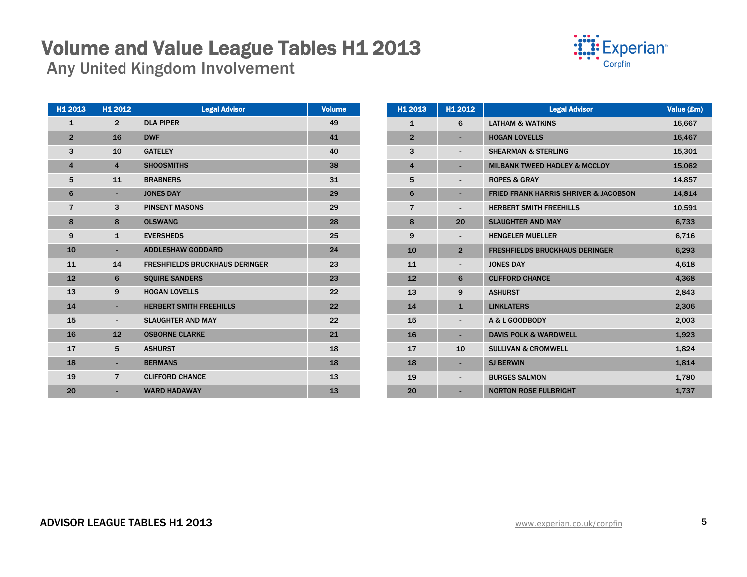# Volume and Value League Tables H1 2013

## Any United Kingdom Involvement

| H1 2013 | H1 2012 | Legal Advisor | Volume |
|---|---|---|---|
| 1 | 2 | DLA PIPER | 49 |
| 2 | 16 | DWF | 41 |
| 3 | 10 | GATELEY | 40 |
| 4 | 4 | SHOOSMITHS | 38 |
| 5 | 11 | BRABNERS | 31 |
| 6 | - | JONES DAY | 29 |
| 7 | 3 | PINSENT MASONS | 29 |
| 8 | 8 | OLSWANG | 28 |
| 9 | 1 | EVERSHEDS | 25 |
| 10 | - | ADDLESHAW GODDARD | 24 |
| 11 | 14 | FRESHFIELDS BRUCKHAUS DERINGER | 23 |
| 12 | 6 | SQUIRE SANDERS | 23 |
| 13 | 9 | HOGAN LOVELLS | 22 |
| 14 | - | HERBERT SMITH FREEHILLS | 22 |
| 15 | - | SLAUGHTER AND MAY | 22 |
| 16 | 12 | OSBORNE CLARKE | 21 |
| 17 | 5 | ASHURST | 18 |
| 18 | - | BERMANS | 18 |
| 19 | 7 | CLIFFORD CHANCE | 13 |
| 20 | - | WARD HADAWAY | 13 |

| H1 2013 | H1 2012 | Legal Advisor | Value (£m) |
|---|---|---|---|
| 1 | 6 | LATHAM & WATKINS | 16,667 |
| 2 | - | HOGAN LOVELLS | 16,467 |
| 3 | - | SHEARMAN & STERLING | 15,301 |
| 4 | - | MILBANK TWEED HADLEY & MCCLOY | 15,062 |
| 5 | - | ROPES & GRAY | 14,857 |
| 6 | - | FRIED FRANK HARRIS SHRIVER & JACOBSON | 14,814 |
| 7 | - | HERBERT SMITH FREEHILLS | 10,591 |
| 8 | 20 | SLAUGHTER AND MAY | 6,733 |
| 9 | - | HENGELER MUELLER | 6,716 |
| 10 | 2 | FRESHFIELDS BRUCKHAUS DERINGER | 6,293 |
| 11 | - | JONES DAY | 4,618 |
| 12 | 6 | CLIFFORD CHANCE | 4,368 |
| 13 | 9 | ASHURST | 2,843 |
| 14 | 1 | LINKLATERS | 2,306 |
| 15 | - | A & L GOODBODY | 2,003 |
| 16 | - | DAVIS POLK & WARDWELL | 1,923 |
| 17 | 10 | SULLIVAN & CROMWELL | 1,824 |
| 18 | - | SJ BERWIN | 1,814 |
| 19 | - | BURGES SALMON | 1,780 |
| 20 | - | NORTON ROSE FULBRIGHT | 1,737 |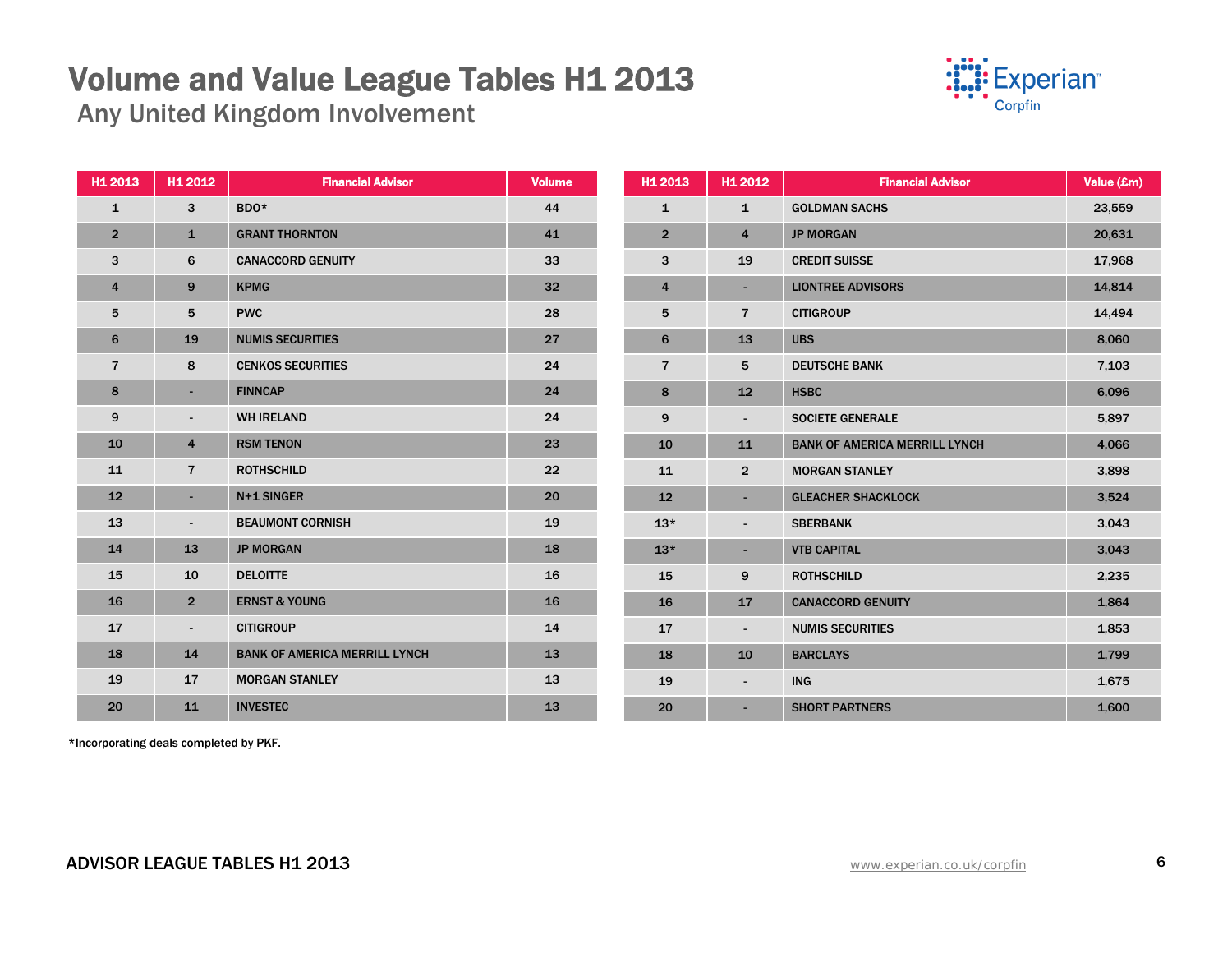# Volume and Value League Tables H1 2013

## Any United Kingdom Involvement

| H1 2013 | H1 2012 | Financial Advisor | Volume |
|---|---|---|---|
| 1 | 3 | BDO* | 44 |
| 2 | 1 | GRANT THORNTON | 41 |
| 3 | 6 | CANACCORD GENUITY | 33 |
| 4 | 9 | KPMG | 32 |
| 5 | 5 | PWC | 28 |
| 6 | 19 | NUMIS SECURITIES | 27 |
| 7 | 8 | CENKOS SECURITIES | 24 |
| 8 | - | FINNCAP | 24 |
| 9 | - | WH IRELAND | 24 |
| 10 | 4 | RSM TENON | 23 |
| 11 | 7 | ROTHSCHILD | 22 |
| 12 | - | N+1 SINGER | 20 |
| 13 | - | BEAUMONT CORNISH | 19 |
| 14 | 13 | JP MORGAN | 18 |
| 15 | 10 | DELOITTE | 16 |
| 16 | 2 | ERNST & YOUNG | 16 |
| 17 | - | CITIGROUP | 14 |
| 18 | 14 | BANK OF AMERICA MERRILL LYNCH | 13 |
| 19 | 17 | MORGAN STANLEY | 13 |
| 20 | 11 | INVESTEC | 13 |

*Incorporating deals completed by PKF.

| H1 2013 | H1 2012 | Financial Advisor | Value (£m) |
|---|---|---|---|
| 1 | 1 | GOLDMAN SACHS | 23,559 |
| 2 | 4 | JP MORGAN | 20,631 |
| 3 | 19 | CREDIT SUISSE | 17,968 |
| 4 | - | LIONTREE ADVISORS | 14,814 |
| 5 | 7 | CITIGROUP | 14,494 |
| 6 | 13 | UBS | 8,060 |
| 7 | 5 | DEUTSCHE BANK | 7,103 |
| 8 | 12 | HSBC | 6,096 |
| 9 | - | SOCIETE GENERALE | 5,897 |
| 10 | 11 | BANK OF AMERICA MERRILL LYNCH | 4,066 |
| 11 | 2 | MORGAN STANLEY | 3,898 |
| 12 | - | GLEACHER SHACKLOCK | 3,524 |
| 13* | - | SBERBANK | 3,043 |
| 13* | - | VTB CAPITAL | 3,043 |
| 15 | 9 | ROTHSCHILD | 2,235 |
| 16 | 17 | CANACCORD GENUITY | 1,864 |
| 17 | - | NUMIS SECURITIES | 1,853 |
| 18 | 10 | BARCLAYS | 1,799 |
| 19 | - | ING | 1,675 |
| 20 | - | SHORT PARTNERS | 1,600 |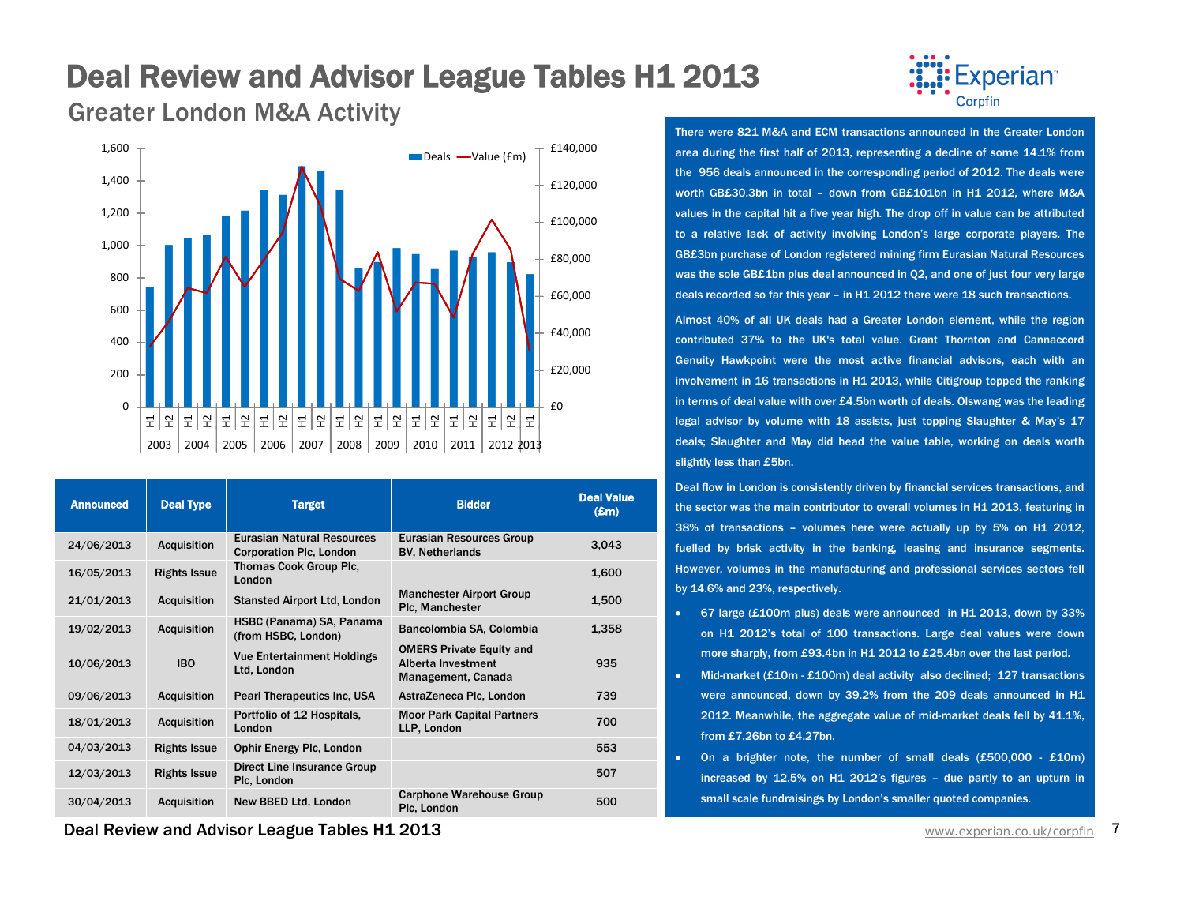# Deal Review and Advisor League Tables H1 2013

## Greater London M&A Activity

| Announced | Deal Type | Target | Bidder | Deal Value (£m) |
|---|---|---|---|---|
| 24/06/2013 | Acquisition | Eurasian Natural Resources Corporation Plc, London | Eurasian Resources Group BV, Netherlands | 3,043 |
| 16/05/2013 | Rights Issue | Thomas Cook Group Plc, London | | 1,600 |
| 21/01/2013 | Acquisition | Stansted Airport Ltd, London | Manchester Airport Group Plc, Manchester | 1,500 |
| 19/02/2013 | Acquisition | HSBC (Panama) SA, Panama (from HSBC, London) | Bancolombia SA, Colombia | 1,358 |
| 10/06/2013 | IBO | Vue Entertainment Holdings Ltd, London | OMERS Private Equity and Alberta Investment Management, Canada | 935 |
| 09/06/2013 | Acquisition | Pearl Therapeutics Inc, USA | AstraZeneca Plc, London | 739 |
| 18/01/2013 | Acquisition | Portfolio of 12 Hospitals, London | Moor Park Capital Partners LLP, London | 700 |
| 04/03/2013 | Rights Issue | Ophir Energy Plc, London | | 553 |
| 12/03/2013 | Rights Issue | Direct Line Insurance Group Plc, London | | 507 |
| 30/04/2013 | Acquisition | New BBED Ltd, London | Carphone Warehouse Group Plc, London | 500 |

There were 821 M&A and ECM transactions announced in the Greater London area during the first half of 2013, representing a decline of some 14.1% from the 956 deals announced in the corresponding period of 2012. The deals were worth GB£30.3bn in total – down from GB£101bn in H1 2012, where M&A values in the capital hit a five year high. The drop off in value can be attributed to a relative lack of activity involving London's large corporate players. The GB£3bn purchase of London registered mining firm Eurasian Natural Resources was the sole GB£1bn plus deal announced in Q2, and one of just four very large deals recorded so far this year – in H1 2012 there were 18 such transactions.

Almost 40% of all UK deals had a Greater London element, while the region contributed 37% to the UK's total value. Grant Thornton and Cannaccord Genuity Hawkpoint were the most active financial advisors, each with an involvement in 16 transactions in H1 2013, while Citigroup topped the ranking in terms of deal value with over £4.5bn worth of deals. Olswang was the leading legal advisor by volume with 18 assists, just topping Slaughter & May's 17 deals; Slaughter and May did head the value table, working on deals worth slightly less than £5bn.

Deal flow in London is consistently driven by financial services transactions, and the sector was the main contributor to overall volumes in H1 2013, featuring in 38% of transactions – volumes here were actually up by 5% on H1 2012, fuelled by brisk activity in the banking, leasing and insurance segments. However, volumes in the manufacturing and professional services sectors fell by 14.6% and 23%, respectively.

- 67 large (£100m plus) deals were announced in H1 2013, down by 33% on H1 2012's total of 100 transactions. Large deal values were down more sharply, from £93.4bn in H1 2012 to £25.4bn over the last period.
- Mid-market (£10m - £100m) deal activity also declined; 127 transactions were announced, down by 39.2% from the 209 deals announced in H1 2012. Meanwhile, the aggregate value of mid-market deals fell by 41.1%, from £7.26bn to £4.27bn.
- On a brighter note, the number of small deals (£500,000 - £10m) increased by 12.5% on H1 2012's figures – due partly to an upturn in small scale fundraisings by London's smaller quoted companies.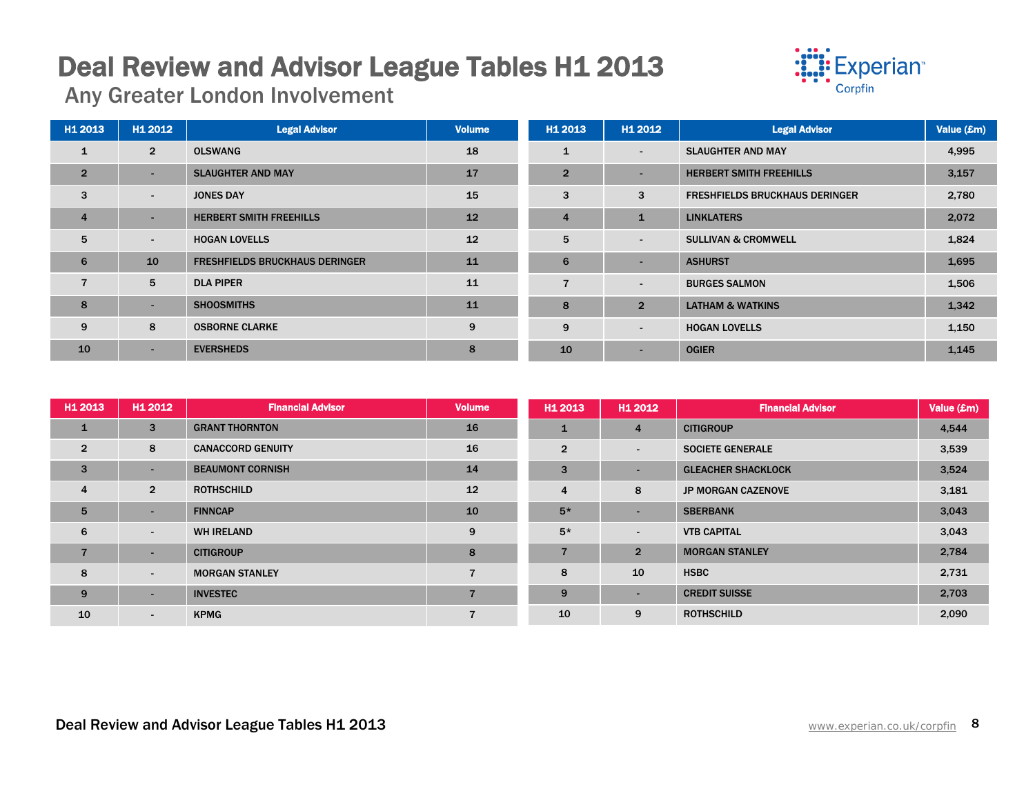# Deal Review and Advisor League Tables H1 2013

## Any Greater London Involvement

| H1 2013 | H1 2012 | Legal Advisor | Volume |
|---|---|---|---|
| 1 | 2 | OLSWANG | 18 |
| 2 | - | SLAUGHTER AND MAY | 17 |
| 3 | - | JONES DAY | 15 |
| 4 | - | HERBERT SMITH FREEHILLS | 12 |
| 5 | - | HOGAN LOVELLS | 12 |
| 6 | 10 | FRESHFIELDS BRUCKHAUS DERINGER | 11 |
| 7 | 5 | DLA PIPER | 11 |
| 8 | - | SHOOSMITHS | 11 |
| 9 | 8 | OSBORNE CLARKE | 9 |
| 10 | - | EVERSHEDS | 8 |

| H1 2013 | H1 2012 | Legal Advisor | Value (£m) |
|---|---|---|---|
| 1 | - | SLAUGHTER AND MAY | 4,995 |
| 2 | - | HERBERT SMITH FREEHILLS | 3,157 |
| 3 | 3 | FRESHFIELDS BRUCKHAUS DERINGER | 2,780 |
| 4 | 1 | LINKLATERS | 2,072 |
| 5 | - | SULLIVAN & CROMWELL | 1,824 |
| 6 | - | ASHURST | 1,695 |
| 7 | - | BURGES SALMON | 1,506 |
| 8 | 2 | LATHAM & WATKINS | 1,342 |
| 9 | - | HOGAN LOVELLS | 1,150 |
| 10 | - | OGIER | 1,145 |

| H1 2013 | H1 2012 | Financial Advisor | Volume |
|---|---|---|---|
| 1 | 3 | GRANT THORNTON | 16 |
| 2 | 8 | CANACCORD GENUITY | 16 |
| 3 | - | BEAUMONT CORNISH | 14 |
| 4 | 2 | ROTHSCHILD | 12 |
| 5 | - | FINNCAP | 10 |
| 6 | - | WH IRELAND | 9 |
| 7 | - | CITIGROUP | 8 |
| 8 | - | MORGAN STANLEY | 7 |
| 9 | - | INVESTEC | 7 |
| 10 | - | KPMG | 7 |

| H1 2013 | H1 2012 | Financial Advisor | Value (£m) |
|---|---|---|---|
| 1 | 4 | CITIGROUP | 4,544 |
| 2 | - | SOCIETE GENERALE | 3,539 |
| 3 | - | GLEACHER SHACKLOCK | 3,524 |
| 4 | 8 | JP MORGAN CAZENOVE | 3,181 |
| 5* | - | SBERBANK | 3,043 |
| 5* | - | VTB CAPITAL | 3,043 |
| 7 | 2 | MORGAN STANLEY | 2,784 |
| 8 | 10 | HSBC | 2,731 |
| 9 | - | CREDIT SUISSE | 2,703 |
| 10 | 9 | ROTHSCHILD | 2,090 |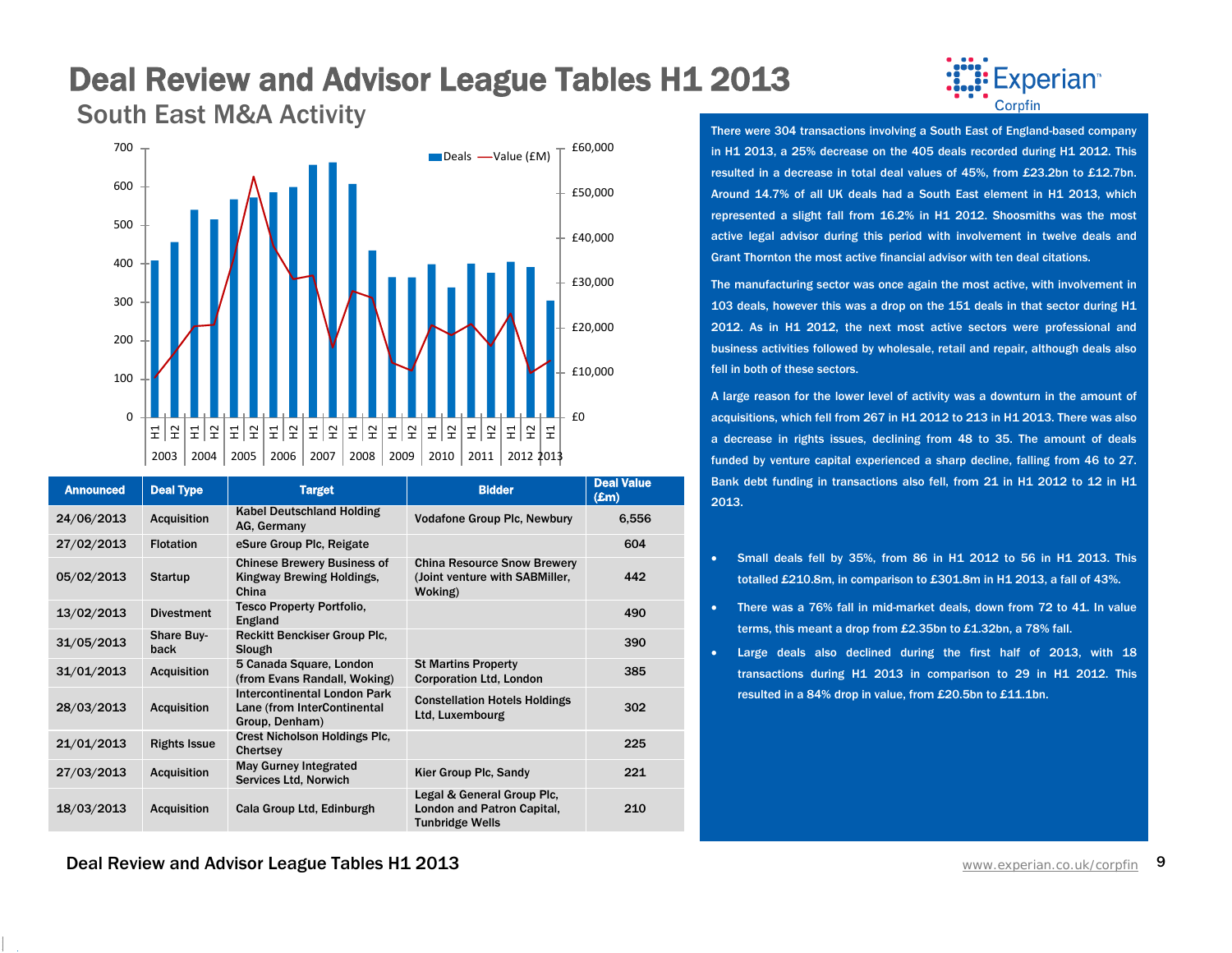# Deal Review and Advisor League Tables H1 2013

## South East M&A Activity

| Announced | Deal Type | Target | Bidder | Deal Value (£m) |
|---|---|---|---|---|
| 24/06/2013 | Acquisition | Kabel Deutschland Holding AG, Germany | Vodafone Group Plc, Newbury | 6,556 |
| 27/02/2013 | Flotation | eSure Group Plc, Reigate | | 604 |
| 05/02/2013 | Startup | Chinese Brewery Business of Kingway Brewing Holdings, China | China Resource Snow Brewery (Joint venture with SABMiller, Woking) | 442 |
| 13/02/2013 | Divestment | Tesco Property Portfolio, England | | 490 |
| 31/05/2013 | Share Buy-back | Reckitt Benckiser Group Plc, Slough | | 390 |
| 31/01/2013 | Acquisition | 5 Canada Square, London (from Evans Randall, Woking) | St Martins Property Corporation Ltd, London | 385 |
| 28/03/2013 | Acquisition | Intercontinental London Park Lane (from InterContinental Group, Denham) | Constellation Hotels Holdings Ltd, Luxembourg | 302 |
| 21/01/2013 | Rights Issue | Crest Nicholson Holdings Plc, Chertsey | | 225 |
| 27/03/2013 | Acquisition | May Gurney Integrated Services Ltd, Norwich | Kier Group Plc, Sandy | 221 |
| 18/03/2013 | Acquisition | Cala Group Ltd, Edinburgh | Legal & General Group Plc, London and Patron Capital, Tunbridge Wells | 210 |

There were 304 transactions involving a South East of England-based company in H1 2013, a 25% decrease on the 405 deals recorded during H1 2012. This resulted in a decrease in total deal values of 45%, from £23.2bn to £12.7bn. Around 14.7% of all UK deals had a South East element in H1 2013, which represented a slight fall from 16.2% in H1 2012. Shoosmiths was the most active legal advisor during this period with involvement in twelve deals and Grant Thornton the most active financial advisor with ten deal citations.

The manufacturing sector was once again the most active, with involvement in 103 deals, however this was a drop on the 151 deals in that sector during H1 2012. As in H1 2012, the next most active sectors were professional and business activities followed by wholesale, retail and repair, although deals also fell in both of these sectors.

A large reason for the lower level of activity was a downturn in the amount of acquisitions, which fell from 267 in H1 2012 to 213 in H1 2013. There was also a decrease in rights issues, declining from 48 to 35. The amount of deals funded by venture capital experienced a sharp decline, falling from 46 to 27. Bank debt funding in transactions also fell, from 21 in H1 2012 to 12 in H1 2013.

- Small deals fell by 35%, from 86 in H1 2012 to 56 in H1 2013. This totalled £210.8m, in comparison to £301.8m in H1 2013, a fall of 43%.
- There was a 76% fall in mid-market deals, down from 72 to 41. In value terms, this meant a drop from £2.35bn to £1.32bn, a 78% fall.
- Large deals also declined during the first half of 2013, with 18 transactions during H1 2013 in comparison to 29 in H1 2012. This resulted in a 84% drop in value, from £20.5bn to £11.1bn.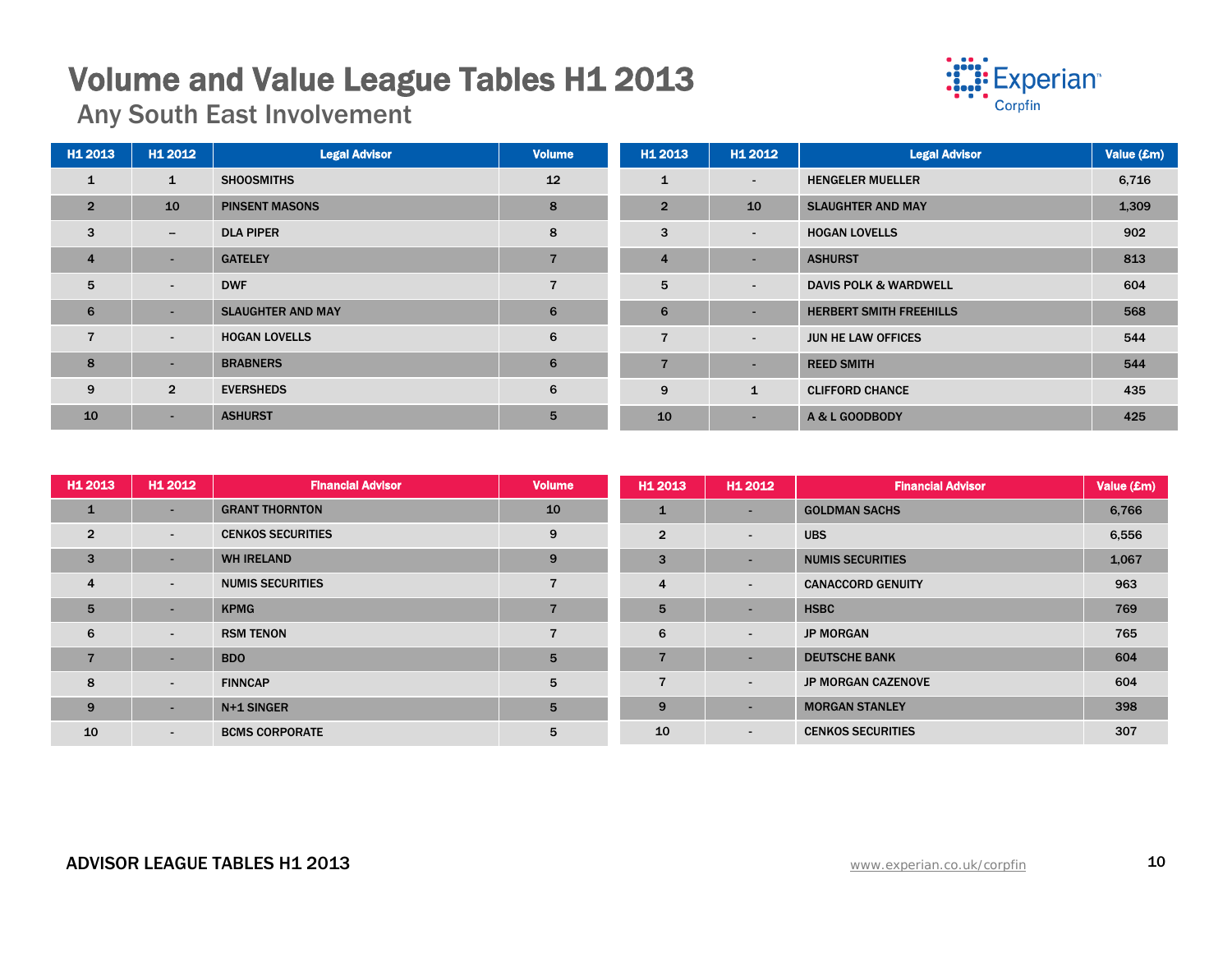# Volume and Value League Tables H1 2013

## Any South East Involvement

| H1 2013 | H1 2012 | Legal Advisor | Volume |
|---|---|---|---|
| 1 | 1 | SHOOSMITHS | 12 |
| 2 | 10 | PINSENT MASONS | 8 |
| 3 | – | DLA PIPER | 8 |
| 4 | - | GATELEY | 7 |
| 5 | - | DWF | 7 |
| 6 | - | SLAUGHTER AND MAY | 6 |
| 7 | - | HOGAN LOVELLS | 6 |
| 8 | - | BRABNERS | 6 |
| 9 | 2 | EVERSHEDS | 6 |
| 10 | - | ASHURST | 5 |

| H1 2013 | H1 2012 | Legal Advisor | Value (£m) |
|---|---|---|---|
| 1 | - | HENGELER MUELLER | 6,716 |
| 2 | 10 | SLAUGHTER AND MAY | 1,309 |
| 3 | - | HOGAN LOVELLS | 902 |
| 4 | - | ASHURST | 813 |
| 5 | - | DAVIS POLK & WARDWELL | 604 |
| 6 | - | HERBERT SMITH FREEHILLS | 568 |
| 7 | - | JUN HE LAW OFFICES | 544 |
| 7 | - | REED SMITH | 544 |
| 9 | 1 | CLIFFORD CHANCE | 435 |
| 10 | - | A & L GOODBODY | 425 |

| H1 2013 | H1 2012 | Financial Advisor | Volume |
|---|---|---|---|
| 1 | - | GRANT THORNTON | 10 |
| 2 | - | CENKOS SECURITIES | 9 |
| 3 | - | WH IRELAND | 9 |
| 4 | - | NUMIS SECURITIES | 7 |
| 5 | - | KPMG | 7 |
| 6 | - | RSM TENON | 7 |
| 7 | - | BDO | 5 |
| 8 | - | FINNCAP | 5 |
| 9 | - | N+1 SINGER | 5 |
| 10 | - | BCMS CORPORATE | 5 |

| H1 2013 | H1 2012 | Financial Advisor | Value (£m) |
|---|---|---|---|
| 1 | - | GOLDMAN SACHS | 6,766 |
| 2 | - | UBS | 6,556 |
| 3 | - | NUMIS SECURITIES | 1,067 |
| 4 | - | CANACCORD GENUITY | 963 |
| 5 | - | HSBC | 769 |
| 6 | - | JP MORGAN | 765 |
| 7 | - | DEUTSCHE BANK | 604 |
| 7 | - | JP MORGAN CAZENOVE | 604 |
| 9 | - | MORGAN STANLEY | 398 |
| 10 | - | CENKOS SECURITIES | 307 |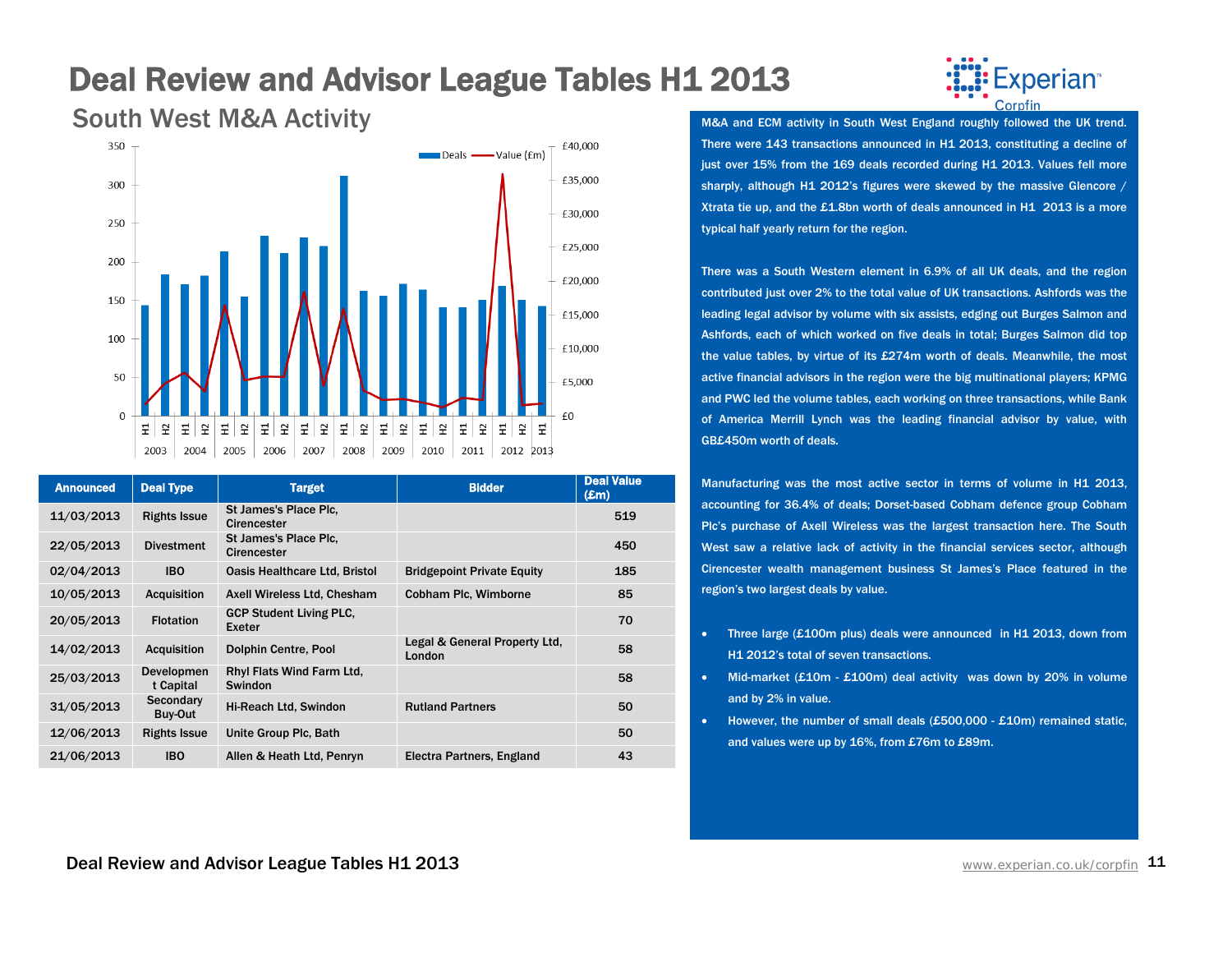# Deal Review and Advisor League Tables H1 2013

## South West M&A Activity

| Announced | Deal Type | Target | Bidder | Deal Value (£m) |
|---|---|---|---|---|
| 11/03/2013 | Rights Issue | St James's Place Plc, Cirencester | | 519 |
| 22/05/2013 | Divestment | St James's Place Plc, Cirencester | | 450 |
| 02/04/2013 | IBO | Oasis Healthcare Ltd, Bristol | Bridgepoint Private Equity | 185 |
| 10/05/2013 | Acquisition | Axell Wireless Ltd, Chesham | Cobham Plc, Wimborne | 85 |
| 20/05/2013 | Flotation | GCP Student Living PLC, Exeter | | 70 |
| 14/02/2013 | Acquisition | Dolphin Centre, Pool | Legal & General Property Ltd, London | 58 |
| 25/03/2013 | Development Capital | Rhyl Flats Wind Farm Ltd, Swindon | | 58 |
| 31/05/2013 | Secondary Buy-Out | Hi-Reach Ltd, Swindon | Rutland Partners | 50 |
| 12/06/2013 | Rights Issue | Unite Group Plc, Bath | | 50 |
| 21/06/2013 | IBO | Allen & Heath Ltd, Penryn | Electra Partners, England | 43 |

M&A and ECM activity in South West England roughly followed the UK trend. There were 143 transactions announced in H1 2013, constituting a decline of just over 15% from the 169 deals recorded during H1 2013. Values fell more sharply, although H1 2012's figures were skewed by the massive Glencore / Xtrata tie up, and the £1.8bn worth of deals announced in H1 2013 is a more typical half yearly return for the region.

There was a South Western element in 6.9% of all UK deals, and the region contributed just over 2% to the total value of UK transactions. Ashfords was the leading legal advisor by volume with six assists, edging out Burges Salmon and Ashfords, each of which worked on five deals in total; Burges Salmon did top the value tables, by virtue of its £274m worth of deals. Meanwhile, the most active financial advisors in the region were the big multinational players; KPMG and PWC led the volume tables, each working on three transactions, while Bank of America Merrill Lynch was the leading financial advisor by value, with GB£450m worth of deals.

Manufacturing was the most active sector in terms of volume in H1 2013, accounting for 36.4% of deals; Dorset-based Cobham defence group Cobham Plc's purchase of Axell Wireless was the largest transaction here. The South West saw a relative lack of activity in the financial services sector, although Cirencester wealth management business St James's Place featured in the region's two largest deals by value.

- Three large (£100m plus) deals were announced in H1 2013, down from H1 2012's total of seven transactions.
- Mid-market (£10m - £100m) deal activity was down by 20% in volume and by 2% in value.
- However, the number of small deals (£500,000 - £10m) remained static, and values were up by 16%, from £76m to £89m.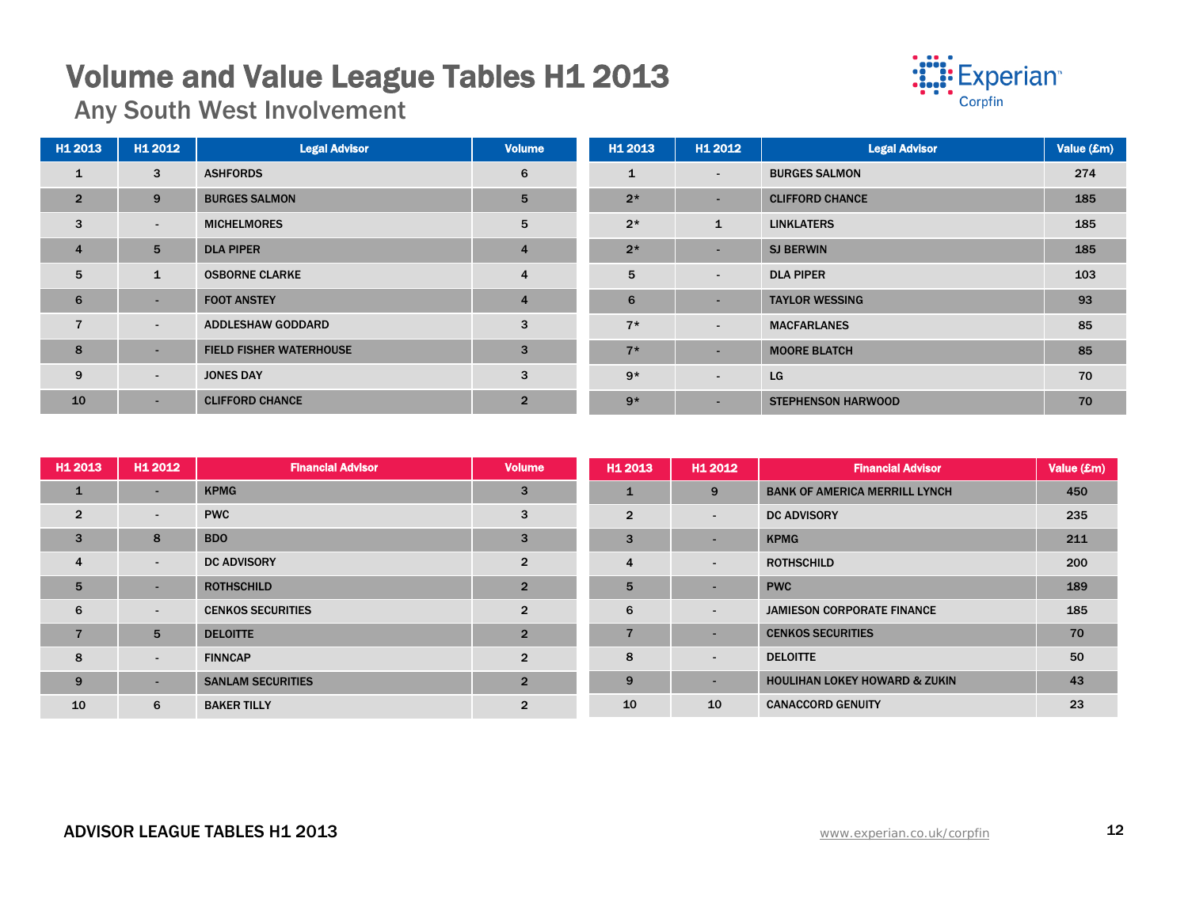# Volume and Value League Tables H1 2013

## Any South West Involvement

| H1 2013 | H1 2012 | Legal Advisor | Volume |
|---|---|---|---|
| 1 | 3 | ASHFORDS | 6 |
| 2 | 9 | BURGES SALMON | 5 |
| 3 | - | MICHELMORES | 5 |
| 4 | 5 | DLA PIPER | 4 |
| 5 | 1 | OSBORNE CLARKE | 4 |
| 6 | - | FOOT ANSTEY | 4 |
| 7 | - | ADDLESHAW GODDARD | 3 |
| 8 | - | FIELD FISHER WATERHOUSE | 3 |
| 9 | - | JONES DAY | 3 |
| 10 | - | CLIFFORD CHANCE | 2 |

| H1 2013 | H1 2012 | Legal Advisor | Value (£m) |
|---|---|---|---|
| 1 | - | BURGES SALMON | 274 |
| 2* | - | CLIFFORD CHANCE | 185 |
| 2* | 1 | LINKLATERS | 185 |
| 2* | - | SJ BERWIN | 185 |
| 5 | - | DLA PIPER | 103 |
| 6 | - | TAYLOR WESSING | 93 |
| 7* | - | MACFARLANES | 85 |
| 7* | - | MOORE BLATCH | 85 |
| 9* | - | LG | 70 |
| 9* | - | STEPHENSON HARWOOD | 70 |

| H1 2013 | H1 2012 | Financial Advisor | Volume |
|---|---|---|---|
| 1 | - | KPMG | 3 |
| 2 | - | PWC | 3 |
| 3 | 8 | BDO | 3 |
| 4 | - | DC ADVISORY | 2 |
| 5 | - | ROTHSCHILD | 2 |
| 6 | - | CENKOS SECURITIES | 2 |
| 7 | 5 | DELOITTE | 2 |
| 8 | - | FINNCAP | 2 |
| 9 | - | SANLAM SECURITIES | 2 |
| 10 | 6 | BAKER TILLY | 2 |

| H1 2013 | H1 2012 | Financial Advisor | Value (£m) |
|---|---|---|---|
| 1 | 9 | BANK OF AMERICA MERRILL LYNCH | 450 |
| 2 | - | DC ADVISORY | 235 |
| 3 | - | KPMG | 211 |
| 4 | - | ROTHSCHILD | 200 |
| 5 | - | PWC | 189 |
| 6 | - | JAMIESON CORPORATE FINANCE | 185 |
| 7 | - | CENKOS SECURITIES | 70 |
| 8 | - | DELOITTE | 50 |
| 9 | - | HOULIHAN LOKEY HOWARD & ZUKIN | 43 |
| 10 | 10 | CANACCORD GENUITY | 23 |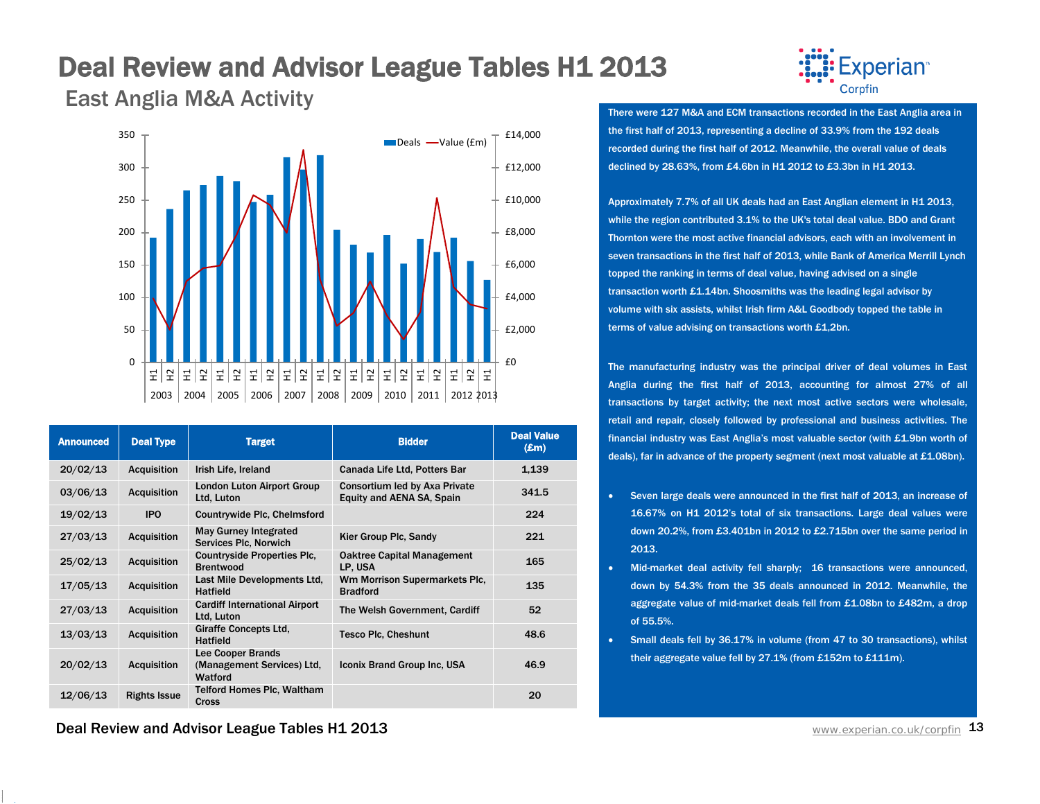// Deal Review and Advisor League Tables H1 2013

# Deal Review and Advisor League Tables H1 2013

## East Anglia M&A Activity

| Announced | Deal Type | Target | Bidder | Deal Value (£m) |
|---|---|---|---|---|
| 20/02/13 | Acquisition | Irish Life, Ireland | Canada Life Ltd, Potters Bar | 1,139 |
| 03/06/13 | Acquisition | London Luton Airport Group Ltd, Luton | Consortium led by Axa Private Equity and AENA SA, Spain | 341.5 |
| 19/02/13 | IPO | Countrywide Plc, Chelmsford | | 224 |
| 27/03/13 | Acquisition | May Gurney Integrated Services Plc, Norwich | Kier Group Plc, Sandy | 221 |
| 25/02/13 | Acquisition | Countryside Properties Plc, Brentwood | Oaktree Capital Management LP, USA | 165 |
| 17/05/13 | Acquisition | Last Mile Developments Ltd, Hatfield | Wm Morrison Supermarkets Plc, Bradford | 135 |
| 27/03/13 | Acquisition | Cardiff International Airport Ltd, Luton | The Welsh Government, Cardiff | 52 |
| 13/03/13 | Acquisition | Giraffe Concepts Ltd, Hatfield | Tesco Plc, Cheshunt | 48.6 |
| 20/02/13 | Acquisition | Lee Cooper Brands (Management Services) Ltd, Watford | Iconix Brand Group Inc, USA | 46.9 |
| 12/06/13 | Rights Issue | Telford Homes Plc, Waltham Cross | | 20 |

There were 127 M&A and ECM transactions recorded in the East Anglia area in the first half of 2013, representing a decline of 33.9% from the 192 deals recorded during the first half of 2012. Meanwhile, the overall value of deals declined by 28.63%, from £4.6bn in H1 2012 to £3.3bn in H1 2013.

Approximately 7.7% of all UK deals had an East Anglian element in H1 2013, while the region contributed 3.1% to the UK's total deal value. BDO and Grant Thornton were the most active financial advisors, each with an involvement in seven transactions in the first half of 2013, while Bank of America Merrill Lynch topped the ranking in terms of deal value, having advised on a single transaction worth £1.14bn. Shoosmiths was the leading legal advisor by volume with six assists, whilst Irish firm A&L Goodbody topped the table in terms of value advising on transactions worth £1,2bn.

The manufacturing industry was the principal driver of deal volumes in East Anglia during the first half of 2013, accounting for almost 27% of all transactions by target activity; the next most active sectors were wholesale, retail and repair, closely followed by professional and business activities. The financial industry was East Anglia's most valuable sector (with £1.9bn worth of deals), far in advance of the property segment (next most valuable at £1.08bn).

- Seven large deals were announced in the first half of 2013, an increase of 16.67% on H1 2012's total of six transactions. Large deal values were down 20.2%, from £3.401bn in 2012 to £2.715bn over the same period in 2013.
- Mid-market deal activity fell sharply; 16 transactions were announced, down by 54.3% from the 35 deals announced in 2012. Meanwhile, the aggregate value of mid-market deals fell from £1.08bn to £482m, a drop of 55.5%.
- Small deals fell by 36.17% in volume (from 47 to 30 transactions), whilst their aggregate value fell by 27.1% (from £152m to £111m).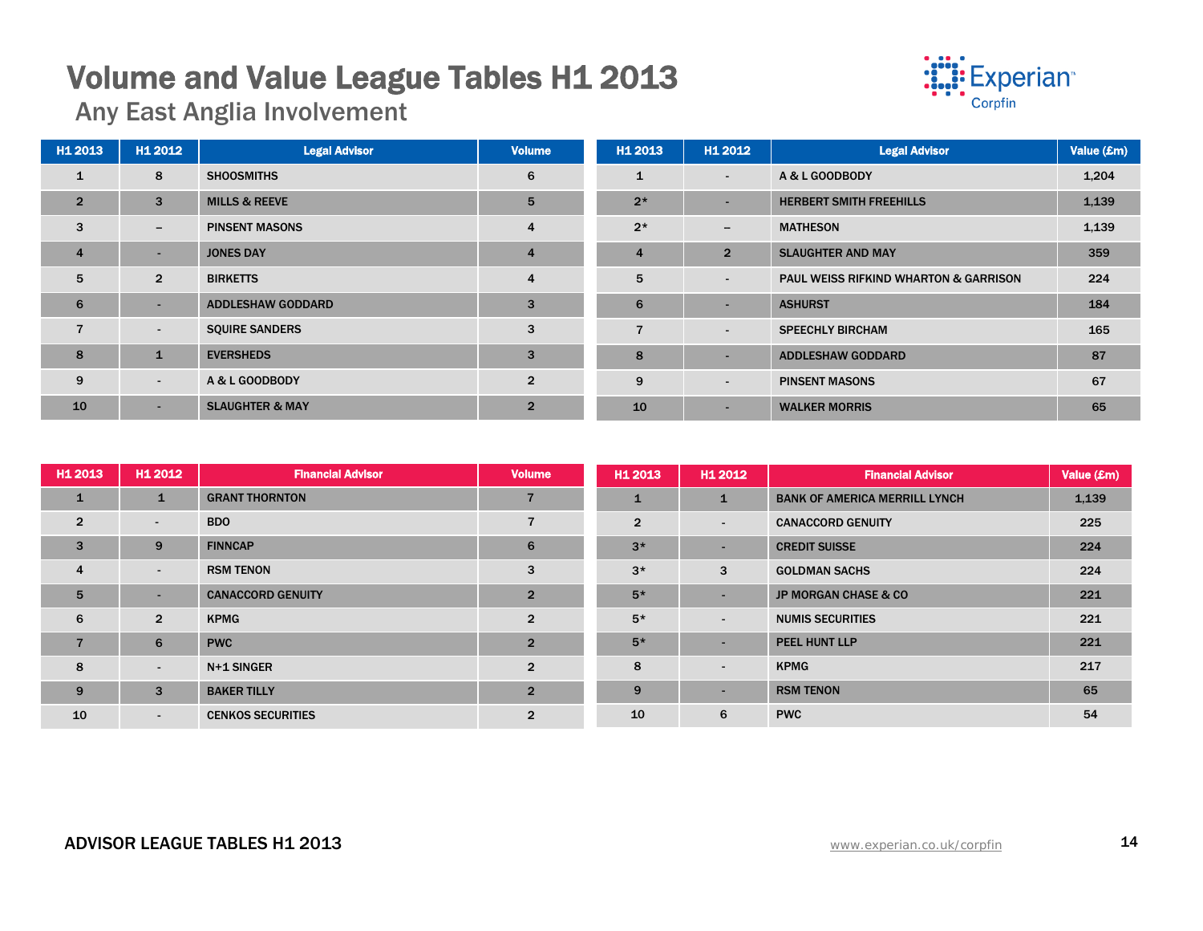# Volume and Value League Tables H1 2013

## Any East Anglia Involvement

| H1 2013 | H1 2012 | Legal Advisor | Volume |
|---|---|---|---|
| 1 | 8 | SHOOSMITHS | 6 |
| 2 | 3 | MILLS & REEVE | 5 |
| 3 | – | PINSENT MASONS | 4 |
| 4 | - | JONES DAY | 4 |
| 5 | 2 | BIRKETTS | 4 |
| 6 | - | ADDLESHAW GODDARD | 3 |
| 7 | - | SQUIRE SANDERS | 3 |
| 8 | 1 | EVERSHEDS | 3 |
| 9 | - | A & L GOODBODY | 2 |
| 10 | - | SLAUGHTER & MAY | 2 |

| H1 2013 | H1 2012 | Legal Advisor | Value (£m) |
|---|---|---|---|
| 1 | - | A & L GOODBODY | 1,204 |
| 2* | - | HERBERT SMITH FREEHILLS | 1,139 |
| 2* | – | MATHESON | 1,139 |
| 4 | 2 | SLAUGHTER AND MAY | 359 |
| 5 | - | PAUL WEISS RIFKIND WHARTON & GARRISON | 224 |
| 6 | - | ASHURST | 184 |
| 7 | - | SPEECHLY BIRCHAM | 165 |
| 8 | - | ADDLESHAW GODDARD | 87 |
| 9 | - | PINSENT MASONS | 67 |
| 10 | - | WALKER MORRIS | 65 |

| H1 2013 | H1 2012 | Financial Advisor | Volume |
|---|---|---|---|
| 1 | 1 | GRANT THORNTON | 7 |
| 2 | - | BDO | 7 |
| 3 | 9 | FINNCAP | 6 |
| 4 | - | RSM TENON | 3 |
| 5 | - | CANACCORD GENUITY | 2 |
| 6 | 2 | KPMG | 2 |
| 7 | 6 | PWC | 2 |
| 8 | - | N+1 SINGER | 2 |
| 9 | 3 | BAKER TILLY | 2 |
| 10 | - | CENKOS SECURITIES | 2 |

| H1 2013 | H1 2012 | Financial Advisor | Value (£m) |
|---|---|---|---|
| 1 | 1 | BANK OF AMERICA MERRILL LYNCH | 1,139 |
| 2 | - | CANACCORD GENUITY | 225 |
| 3* | - | CREDIT SUISSE | 224 |
| 3* | 3 | GOLDMAN SACHS | 224 |
| 5* | - | JP MORGAN CHASE & CO | 221 |
| 5* | - | NUMIS SECURITIES | 221 |
| 5* | - | PEEL HUNT LLP | 221 |
| 8 | - | KPMG | 217 |
| 9 | - | RSM TENON | 65 |
| 10 | 6 | PWC | 54 |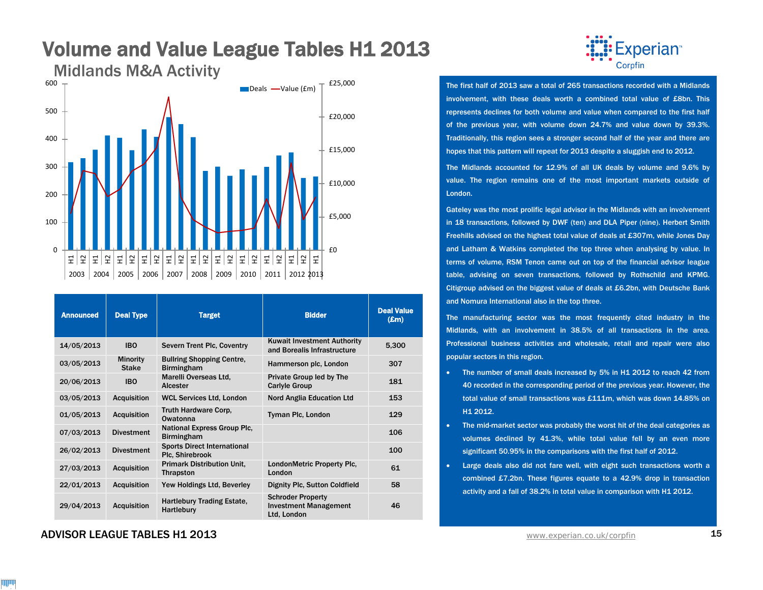# Volume and Value League Tables H1 2013

## Midlands M&A Activity

| Announced | Deal Type | Target | Bidder | Deal Value (£m) |
|---|---|---|---|---|
| 14/05/2013 | IBO | Severn Trent Plc, Coventry | Kuwait Investment Authority and Borealis Infrastructure | 5,300 |
| 03/05/2013 | Minority Stake | Bullring Shopping Centre, Birmingham | Hammerson plc, London | 307 |
| 20/06/2013 | IBO | Marelli Overseas Ltd, Alcester | Private Group led by The Carlyle Group | 181 |
| 03/05/2013 | Acquisition | WCL Services Ltd, London | Nord Anglia Education Ltd | 153 |
| 01/05/2013 | Acquisition | Truth Hardware Corp, Owatonna | Tyman Plc, London | 129 |
| 07/03/2013 | Divestment | National Express Group Plc, Birmingham | | 106 |
| 26/02/2013 | Divestment | Sports Direct International Plc, Shirebrook | | 100 |
| 27/03/2013 | Acquisition | Primark Distribution Unit, Thrapston | LondonMetric Property Plc, London | 61 |
| 22/01/2013 | Acquisition | Yew Holdings Ltd, Beverley | Dignity Plc, Sutton Coldfield | 58 |
| 29/04/2013 | Acquisition | Hartlebury Trading Estate, Hartlebury | Schroder Property Investment Management Ltd, London | 46 |

The first half of 2013 saw a total of 265 transactions recorded with a Midlands involvement, with these deals worth a combined total value of £8bn. This represents declines for both volume and value when compared to the first half of the previous year, with volume down 24.7% and value down by 39.3%. Traditionally, this region sees a stronger second half of the year and there are hopes that this pattern will repeat for 2013 despite a sluggish end to 2012.

The Midlands accounted for 12.9% of all UK deals by volume and 9.6% by value. The region remains one of the most important markets outside of London.

Gateley was the most prolific legal advisor in the Midlands with an involvement in 18 transactions, followed by DWF (ten) and DLA Piper (nine). Herbert Smith Freehills advised on the highest total value of deals at £307m, while Jones Day and Latham & Watkins completed the top three when analysing by value. In terms of volume, RSM Tenon came out on top of the financial advisor league table, advising on seven transactions, followed by Rothschild and KPMG. Citigroup advised on the biggest value of deals at £6.2bn, with Deutsche Bank and Nomura International also in the top three.

The manufacturing sector was the most frequently cited industry in the Midlands, with an involvement in 38.5% of all transactions in the area. Professional business activities and wholesale, retail and repair were also popular sectors in this region.

- The number of small deals increased by 5% in H1 2012 to reach 42 from 40 recorded in the corresponding period of the previous year. However, the total value of small transactions was £111m, which was down 14.85% on H1 2012.
- The mid-market sector was probably the worst hit of the deal categories as volumes declined by 41.3%, while total value fell by an even more significant 50.95% in the comparisons with the first half of 2012.
- Large deals also did not fare well, with eight such transactions worth a combined £7.2bn. These figures equate to a 42.9% drop in transaction activity and a fall of 38.2% in total value in comparison with H1 2012.

ADVISOR LEAGUE TABLES H1 2013

www.experian.co.uk/corpfin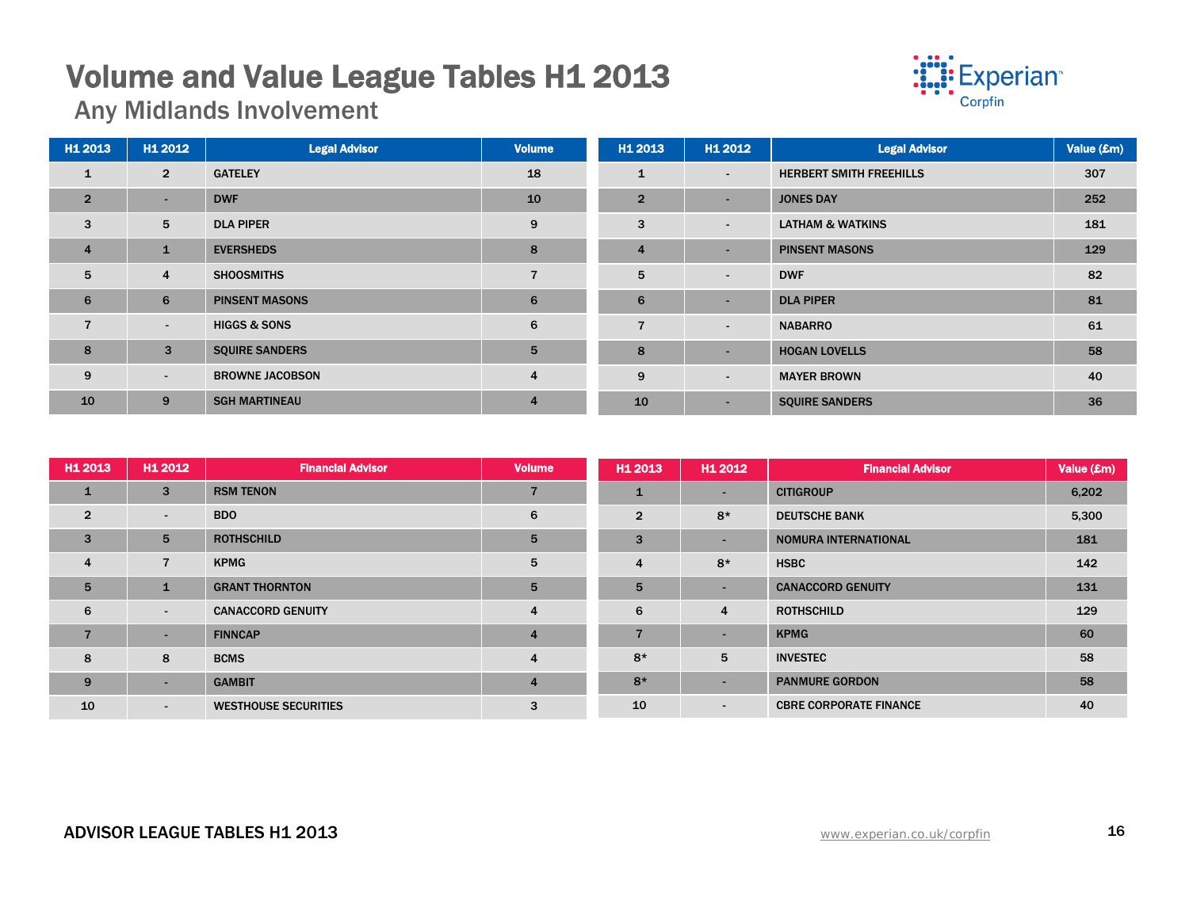# Volume and Value League Tables H1 2013

## Any Midlands Involvement

| H1 2013 | H1 2012 | Legal Advisor | Volume |
|---|---|---|---|
| 1 | 2 | GATELEY | 18 |
| 2 | - | DWF | 10 |
| 3 | 5 | DLA PIPER | 9 |
| 4 | 1 | EVERSHEDS | 8 |
| 5 | 4 | SHOOSMITHS | 7 |
| 6 | 6 | PINSENT MASONS | 6 |
| 7 | - | HIGGS & SONS | 6 |
| 8 | 3 | SQUIRE SANDERS | 5 |
| 9 | - | BROWNE JACOBSON | 4 |
| 10 | 9 | SGH MARTINEAU | 4 |

| H1 2013 | H1 2012 | Legal Advisor | Value (£m) |
|---|---|---|---|
| 1 | - | HERBERT SMITH FREEHILLS | 307 |
| 2 | - | JONES DAY | 252 |
| 3 | - | LATHAM & WATKINS | 181 |
| 4 | - | PINSENT MASONS | 129 |
| 5 | - | DWF | 82 |
| 6 | - | DLA PIPER | 81 |
| 7 | - | NABARRO | 61 |
| 8 | - | HOGAN LOVELLS | 58 |
| 9 | - | MAYER BROWN | 40 |
| 10 | - | SQUIRE SANDERS | 36 |

| H1 2013 | H1 2012 | Financial Advisor | Volume |
|---|---|---|---|
| 1 | 3 | RSM TENON | 7 |
| 2 | - | BDO | 6 |
| 3 | 5 | ROTHSCHILD | 5 |
| 4 | 7 | KPMG | 5 |
| 5 | 1 | GRANT THORNTON | 5 |
| 6 | - | CANACCORD GENUITY | 4 |
| 7 | - | FINNCAP | 4 |
| 8 | 8 | BCMS | 4 |
| 9 | - | GAMBIT | 4 |
| 10 | - | WESTHOUSE SECURITIES | 3 |

| H1 2013 | H1 2012 | Financial Advisor | Value (£m) |
|---|---|---|---|
| 1 | - | CITIGROUP | 6,202 |
| 2 | 8* | DEUTSCHE BANK | 5,300 |
| 3 | - | NOMURA INTERNATIONAL | 181 |
| 4 | 8* | HSBC | 142 |
| 5 | - | CANACCORD GENUITY | 131 |
| 6 | 4 | ROTHSCHILD | 129 |
| 7 | - | KPMG | 60 |
| 8* | 5 | INVESTEC | 58 |
| 8* | - | PANMURE GORDON | 58 |
| 10 | - | CBRE CORPORATE FINANCE | 40 |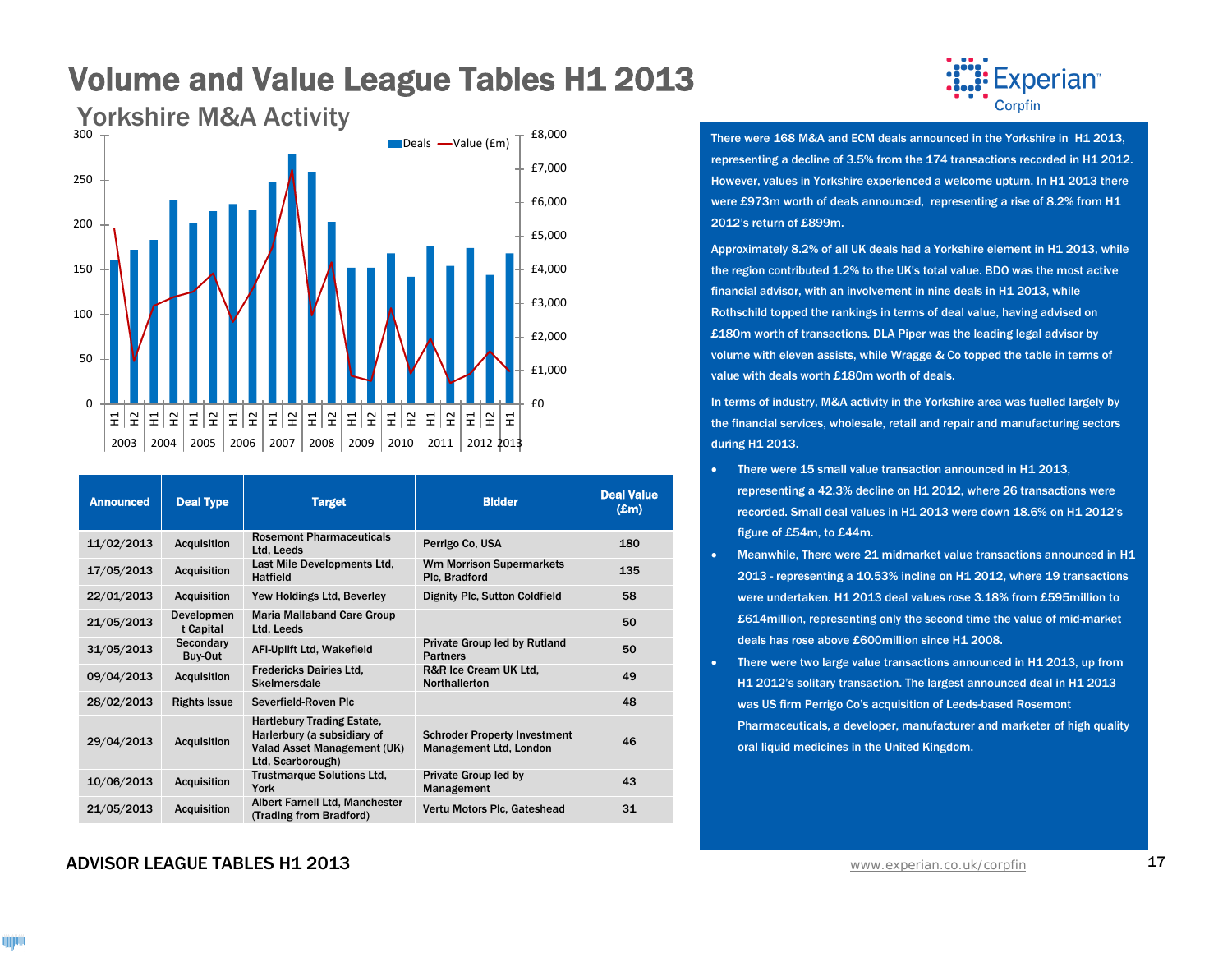# Volume and Value League Tables H1 2013

## Yorkshire M&A Activity

| Announced | Deal Type | Target | Bidder | Deal Value (£m) |
|---|---|---|---|---|
| 11/02/2013 | Acquisition | Rosemont Pharmaceuticals Ltd, Leeds | Perrigo Co, USA | 180 |
| 17/05/2013 | Acquisition | Last Mile Developments Ltd, Hatfield | Wm Morrison Supermarkets Plc, Bradford | 135 |
| 22/01/2013 | Acquisition | Yew Holdings Ltd, Beverley | Dignity Plc, Sutton Coldfield | 58 |
| 21/05/2013 | Development Capital | Maria Mallaband Care Group Ltd, Leeds | | 50 |
| 31/05/2013 | Secondary Buy-Out | AFI-Uplift Ltd, Wakefield | Private Group led by Rutland Partners | 50 |
| 09/04/2013 | Acquisition | Fredericks Dairies Ltd, Skelmersdale | R&R Ice Cream UK Ltd, Northallerton | 49 |
| 28/02/2013 | Rights Issue | Severfield-Roven Plc | | 48 |
| 29/04/2013 | Acquisition | Hartlebury Trading Estate, Harlerbury (a subsidiary of Valad Asset Management (UK) Ltd, Scarborough) | Schroder Property Investment Management Ltd, London | 46 |
| 10/06/2013 | Acquisition | Trustmarque Solutions Ltd, York | Private Group led by Management | 43 |
| 21/05/2013 | Acquisition | Albert Farnell Ltd, Manchester (Trading from Bradford) | Vertu Motors Plc, Gateshead | 31 |

There were 168 M&A and ECM deals announced in the Yorkshire in H1 2013, representing a decline of 3.5% from the 174 transactions recorded in H1 2012. However, values in Yorkshire experienced a welcome upturn. In H1 2013 there were £973m worth of deals announced, representing a rise of 8.2% from H1 2012's return of £899m.

Approximately 8.2% of all UK deals had a Yorkshire element in H1 2013, while the region contributed 1.2% to the UK's total value. BDO was the most active financial advisor, with an involvement in nine deals in H1 2013, while Rothschild topped the rankings in terms of deal value, having advised on £180m worth of transactions. DLA Piper was the leading legal advisor by volume with eleven assists, while Wragge & Co topped the table in terms of value with deals worth £180m worth of deals.

In terms of industry, M&A activity in the Yorkshire area was fuelled largely by the financial services, wholesale, retail and repair and manufacturing sectors during H1 2013.

- There were 15 small value transaction announced in H1 2013, representing a 42.3% decline on H1 2012, where 26 transactions were recorded. Small deal values in H1 2013 were down 18.6% on H1 2012's figure of £54m, to £44m.
- Meanwhile, There were 21 midmarket value transactions announced in H1 2013 - representing a 10.53% incline on H1 2012, where 19 transactions were undertaken. H1 2013 deal values rose 3.18% from £595million to £614million, representing only the second time the value of mid-market deals has rose above £600million since H1 2008.
- There were two large value transactions announced in H1 2013, up from H1 2012's solitary transaction. The largest announced deal in H1 2013 was US firm Perrigo Co's acquisition of Leeds-based Rosemont Pharmaceuticals, a developer, manufacturer and marketer of high quality oral liquid medicines in the United Kingdom.

ADVISOR LEAGUE TABLES H1 2013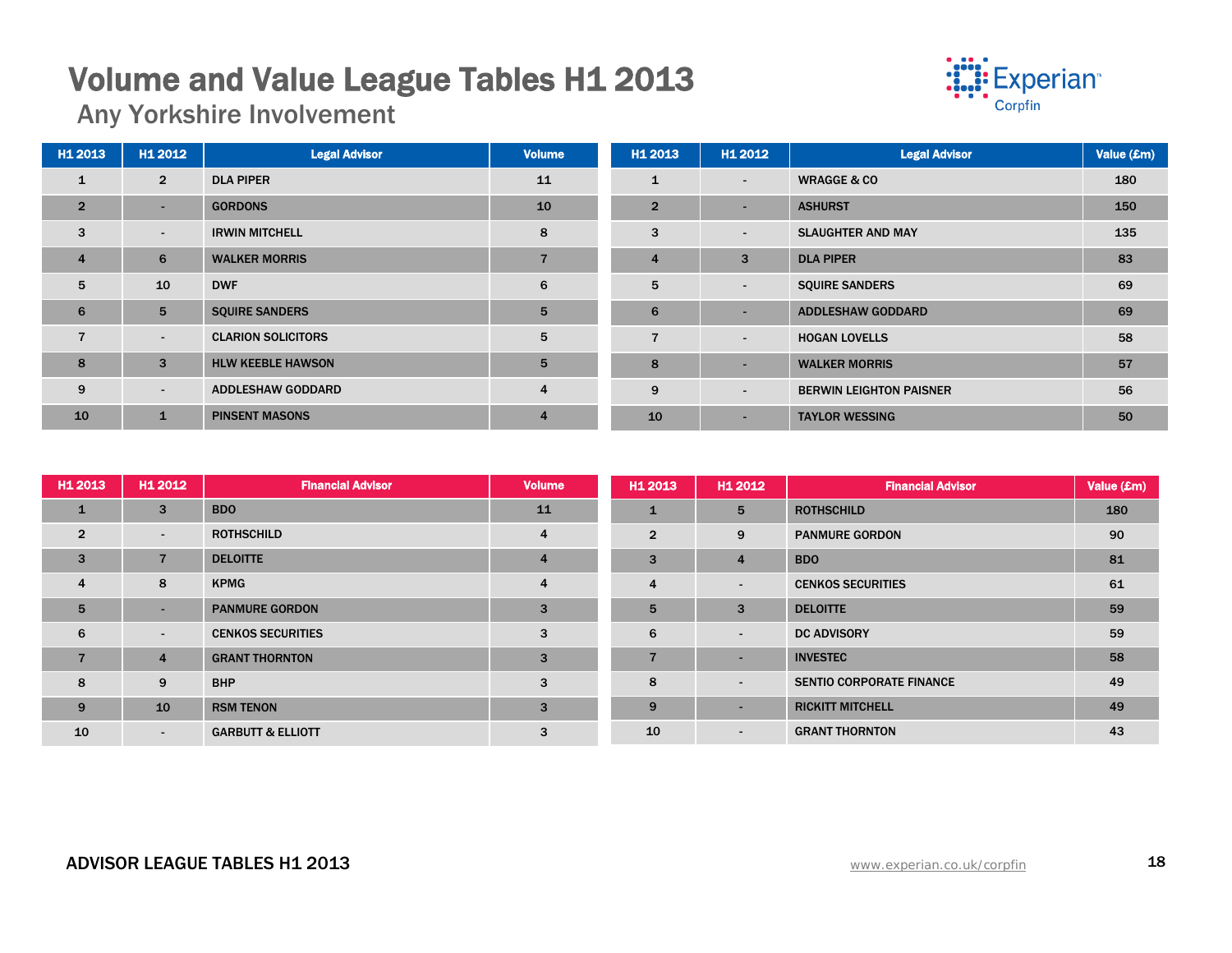# Volume and Value League Tables H1 2013

## Any Yorkshire Involvement

| H1 2013 | H1 2012 | Legal Advisor | Volume |
|---|---|---|---|
| 1 | 2 | DLA PIPER | 11 |
| 2 | - | GORDONS | 10 |
| 3 | - | IRWIN MITCHELL | 8 |
| 4 | 6 | WALKER MORRIS | 7 |
| 5 | 10 | DWF | 6 |
| 6 | 5 | SQUIRE SANDERS | 5 |
| 7 | - | CLARION SOLICITORS | 5 |
| 8 | 3 | HLW KEEBLE HAWSON | 5 |
| 9 | - | ADDLESHAW GODDARD | 4 |
| 10 | 1 | PINSENT MASONS | 4 |

| H1 2013 | H1 2012 | Legal Advisor | Value (£m) |
|---|---|---|---|
| 1 | - | WRAGGE & CO | 180 |
| 2 | - | ASHURST | 150 |
| 3 | - | SLAUGHTER AND MAY | 135 |
| 4 | 3 | DLA PIPER | 83 |
| 5 | - | SQUIRE SANDERS | 69 |
| 6 | - | ADDLESHAW GODDARD | 69 |
| 7 | - | HOGAN LOVELLS | 58 |
| 8 | - | WALKER MORRIS | 57 |
| 9 | - | BERWIN LEIGHTON PAISNER | 56 |
| 10 | - | TAYLOR WESSING | 50 |

| H1 2013 | H1 2012 | Financial Advisor | Volume |
|---|---|---|---|
| 1 | 3 | BDO | 11 |
| 2 | - | ROTHSCHILD | 4 |
| 3 | 7 | DELOITTE | 4 |
| 4 | 8 | KPMG | 4 |
| 5 | - | PANMURE GORDON | 3 |
| 6 | - | CENKOS SECURITIES | 3 |
| 7 | 4 | GRANT THORNTON | 3 |
| 8 | 9 | BHP | 3 |
| 9 | 10 | RSM TENON | 3 |
| 10 | - | GARBUTT & ELLIOTT | 3 |

| H1 2013 | H1 2012 | Financial Advisor | Value (£m) |
|---|---|---|---|
| 1 | 5 | ROTHSCHILD | 180 |
| 2 | 9 | PANMURE GORDON | 90 |
| 3 | 4 | BDO | 81 |
| 4 | - | CENKOS SECURITIES | 61 |
| 5 | 3 | DELOITTE | 59 |
| 6 | - | DC ADVISORY | 59 |
| 7 | - | INVESTEC | 58 |
| 8 | - | SENTIO CORPORATE FINANCE | 49 |
| 9 | - | RICKITT MITCHELL | 49 |
| 10 | - | GRANT THORNTON | 43 |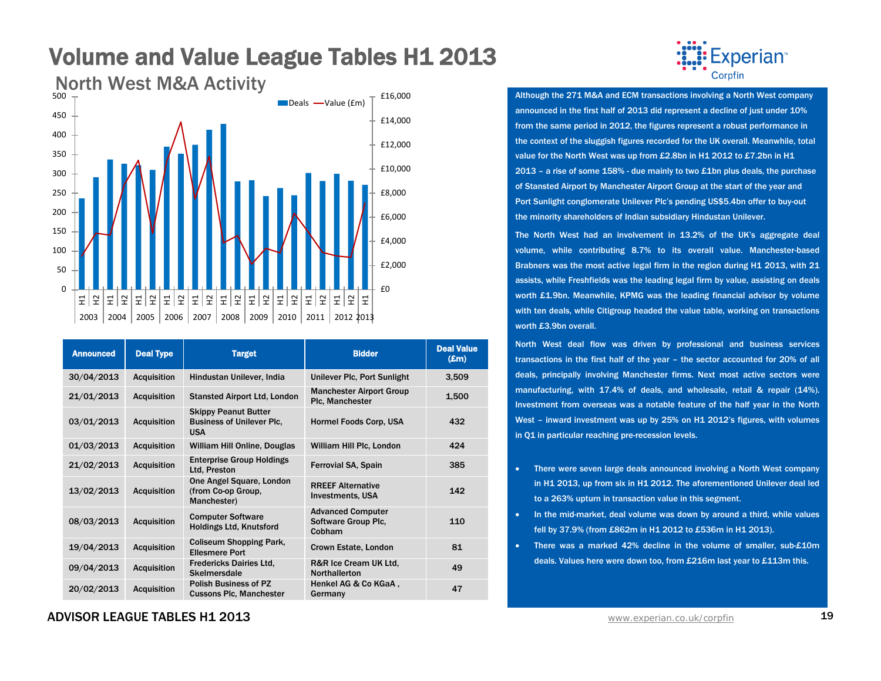# Volume and Value League Tables H1 2013

## North West M&A Activity

| Announced | Deal Type | Target | Bidder | Deal Value (£m) |
|---|---|---|---|---|
| 30/04/2013 | Acquisition | Hindustan Unilever, India | Unilever Plc, Port Sunlight | 3,509 |
| 21/01/2013 | Acquisition | Stansted Airport Ltd, London | Manchester Airport Group Plc, Manchester | 1,500 |
| 03/01/2013 | Acquisition | Skippy Peanut Butter Business of Unilever Plc, USA | Hormel Foods Corp, USA | 432 |
| 01/03/2013 | Acquisition | William Hill Online, Douglas | William Hill Plc, London | 424 |
| 21/02/2013 | Acquisition | Enterprise Group Holdings Ltd, Preston | Ferrovial SA, Spain | 385 |
| 13/02/2013 | Acquisition | One Angel Square, London (from Co-op Group, Manchester) | RREEF Alternative Investments, USA | 142 |
| 08/03/2013 | Acquisition | Computer Software Holdings Ltd, Knutsford | Advanced Computer Software Group Plc, Cobham | 110 |
| 19/04/2013 | Acquisition | Coliseum Shopping Park, Ellesmere Port | Crown Estate, London | 81 |
| 09/04/2013 | Acquisition | Fredericks Dairies Ltd, Skelmersdale | R&R Ice Cream UK Ltd, Northallerton | 49 |
| 20/02/2013 | Acquisition | Polish Business of PZ Cussons Plc, Manchester | Henkel AG & Co KGaA , Germany | 47 |

Although the 271 M&A and ECM transactions involving a North West company announced in the first half of 2013 did represent a decline of just under 10% from the same period in 2012, the figures represent a robust performance in the context of the sluggish figures recorded for the UK overall. Meanwhile, total value for the North West was up from £2.8bn in H1 2012 to £7.2bn in H1 2013 – a rise of some 158% - due mainly to two £1bn plus deals, the purchase of Stansted Airport by Manchester Airport Group at the start of the year and Port Sunlight conglomerate Unilever Plc's pending US$5.4bn offer to buy-out the minority shareholders of Indian subsidiary Hindustan Unilever.

The North West had an involvement in 13.2% of the UK's aggregate deal volume, while contributing 8.7% to its overall value. Manchester-based Brabners was the most active legal firm in the region during H1 2013, with 21 assists, while Freshfields was the leading legal firm by value, assisting on deals worth £1.9bn. Meanwhile, KPMG was the leading financial advisor by volume with ten deals, while Citigroup headed the value table, working on transactions worth £3.9bn overall.

North West deal flow was driven by professional and business services transactions in the first half of the year – the sector accounted for 20% of all deals, principally involving Manchester firms. Next most active sectors were manufacturing, with 17.4% of deals, and wholesale, retail & repair (14%). Investment from overseas was a notable feature of the half year in the North West – inward investment was up by 25% on H1 2012's figures, with volumes in Q1 in particular reaching pre-recession levels.

- There were seven large deals announced involving a North West company in H1 2013, up from six in H1 2012. The aforementioned Unilever deal led to a 263% upturn in transaction value in this segment.
- In the mid-market, deal volume was down by around a third, while values fell by 37.9% (from £862m in H1 2012 to £536m in H1 2013).
- There was a marked 42% decline in the volume of smaller, sub-£10m deals. Values here were down too, from £216m last year to £113m this.

ADVISOR LEAGUE TABLES H1 2013

www.experian.co.uk/corpfin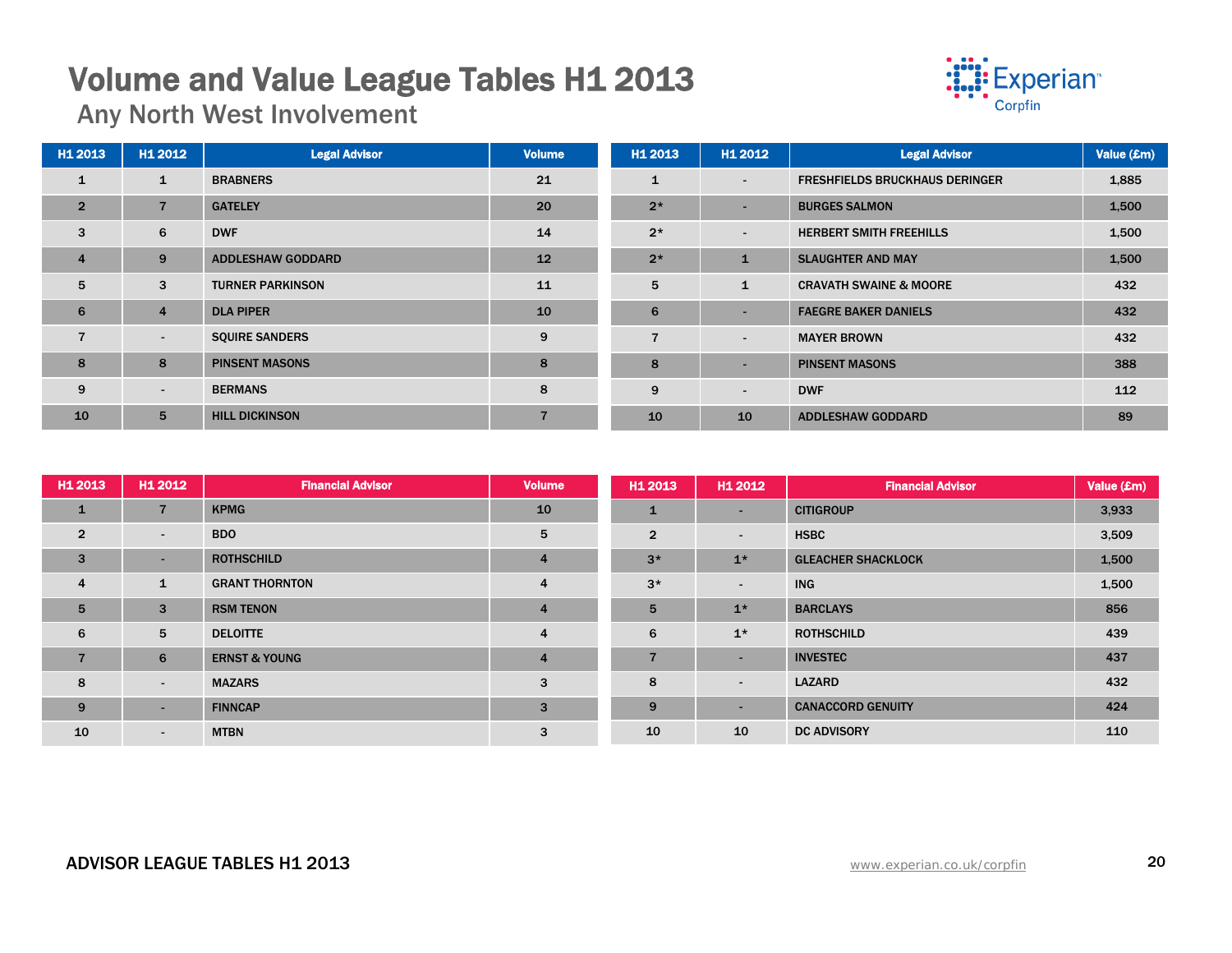# Volume and Value League Tables H1 2013

## Any North West Involvement

| H1 2013 | H1 2012 | Legal Advisor | Volume |
|---|---|---|---|
| 1 | 1 | BRABNERS | 21 |
| 2 | 7 | GATELEY | 20 |
| 3 | 6 | DWF | 14 |
| 4 | 9 | ADDLESHAW GODDARD | 12 |
| 5 | 3 | TURNER PARKINSON | 11 |
| 6 | 4 | DLA PIPER | 10 |
| 7 | - | SQUIRE SANDERS | 9 |
| 8 | 8 | PINSENT MASONS | 8 |
| 9 | - | BERMANS | 8 |
| 10 | 5 | HILL DICKINSON | 7 |

| H1 2013 | H1 2012 | Legal Advisor | Value (£m) |
|---|---|---|---|
| 1 | - | FRESHFIELDS BRUCKHAUS DERINGER | 1,885 |
| 2* | - | BURGES SALMON | 1,500 |
| 2* | - | HERBERT SMITH FREEHILLS | 1,500 |
| 2* | 1 | SLAUGHTER AND MAY | 1,500 |
| 5 | 1 | CRAVATH SWAINE & MOORE | 432 |
| 6 | - | FAEGRE BAKER DANIELS | 432 |
| 7 | - | MAYER BROWN | 432 |
| 8 | - | PINSENT MASONS | 388 |
| 9 | - | DWF | 112 |
| 10 | 10 | ADDLESHAW GODDARD | 89 |

| H1 2013 | H1 2012 | Financial Advisor | Volume |
|---|---|---|---|
| 1 | 7 | KPMG | 10 |
| 2 | - | BDO | 5 |
| 3 | - | ROTHSCHILD | 4 |
| 4 | 1 | GRANT THORNTON | 4 |
| 5 | 3 | RSM TENON | 4 |
| 6 | 5 | DELOITTE | 4 |
| 7 | 6 | ERNST & YOUNG | 4 |
| 8 | - | MAZARS | 3 |
| 9 | - | FINNCAP | 3 |
| 10 | - | MTBN | 3 |

| H1 2013 | H1 2012 | Financial Advisor | Value (£m) |
|---|---|---|---|
| 1 | - | CITIGROUP | 3,933 |
| 2 | - | HSBC | 3,509 |
| 3* | 1* | GLEACHER SHACKLOCK | 1,500 |
| 3* | - | ING | 1,500 |
| 5 | 1* | BARCLAYS | 856 |
| 6 | 1* | ROTHSCHILD | 439 |
| 7 | - | INVESTEC | 437 |
| 8 | - | LAZARD | 432 |
| 9 | - | CANACCORD GENUITY | 424 |
| 10 | 10 | DC ADVISORY | 110 |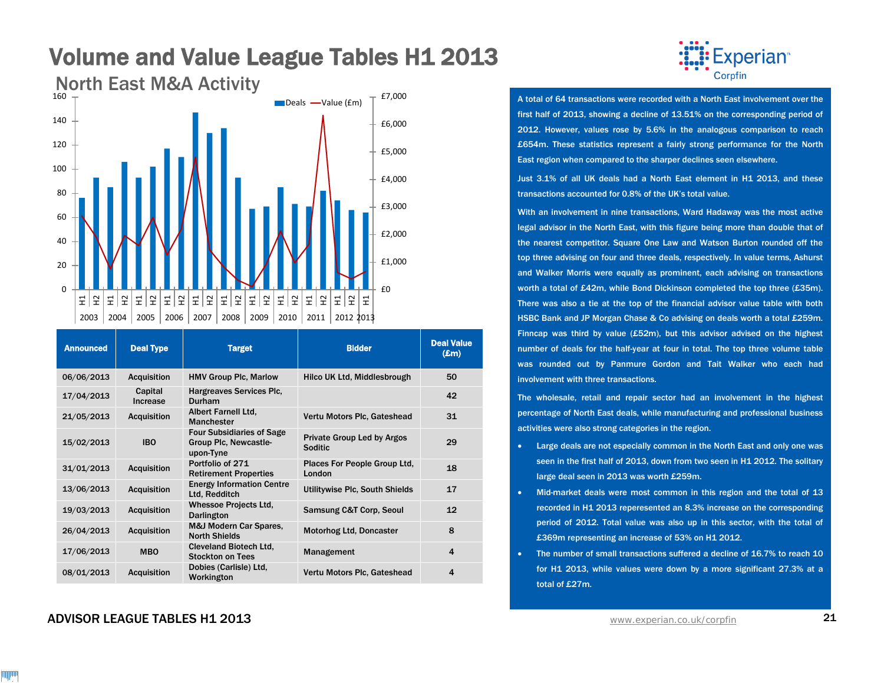# Volume and Value League Tables H1 2013

## North East M&A Activity

| Announced | Deal Type | Target | Bidder | Deal Value (£m) |
|---|---|---|---|---|
| 06/06/2013 | Acquisition | HMV Group Plc, Marlow | Hilco UK Ltd, Middlesbrough | 50 |
| 17/04/2013 | Capital Increase | Hargreaves Services Plc, Durham | | 42 |
| 21/05/2013 | Acquisition | Albert Farnell Ltd, Manchester | Vertu Motors Plc, Gateshead | 31 |
| 15/02/2013 | IBO | Four Subsidiaries of Sage Group Plc, Newcastle-upon-Tyne | Private Group Led by Argos Soditic | 29 |
| 31/01/2013 | Acquisition | Portfolio of 271 Retirement Properties | Places For People Group Ltd, London | 18 |
| 13/06/2013 | Acquisition | Energy Information Centre Ltd, Redditch | Utilitywise Plc, South Shields | 17 |
| 19/03/2013 | Acquisition | Whessoe Projects Ltd, Darlington | Samsung C&T Corp, Seoul | 12 |
| 26/04/2013 | Acquisition | M&J Modern Car Spares, North Shields | Motorhog Ltd, Doncaster | 8 |
| 17/06/2013 | MBO | Cleveland Biotech Ltd, Stockton on Tees | Management | 4 |
| 08/01/2013 | Acquisition | Dobies (Carlisle) Ltd, Workington | Vertu Motors Plc, Gateshead | 4 |

A total of 64 transactions were recorded with a North East involvement over the first half of 2013, showing a decline of 13.51% on the corresponding period of 2012. However, values rose by 5.6% in the analogous comparison to reach £654m. These statistics represent a fairly strong performance for the North East region when compared to the sharper declines seen elsewhere.

Just 3.1% of all UK deals had a North East element in H1 2013, and these transactions accounted for 0.8% of the UK's total value.

With an involvement in nine transactions, Ward Hadaway was the most active legal advisor in the North East, with this figure being more than double that of the nearest competitor. Square One Law and Watson Burton rounded off the top three advising on four and three deals, respectively. In value terms, Ashurst and Walker Morris were equally as prominent, each advising on transactions worth a total of £42m, while Bond Dickinson completed the top three (£35m). There was also a tie at the top of the financial advisor value table with both HSBC Bank and JP Morgan Chase & Co advising on deals worth a total £259m. Finncap was third by value (£52m), but this advisor advised on the highest number of deals for the half-year at four in total. The top three volume table was rounded out by Panmure Gordon and Tait Walker who each had involvement with three transactions.

The wholesale, retail and repair sector had an involvement in the highest percentage of North East deals, while manufacturing and professional business activities were also strong categories in the region.

- Large deals are not especially common in the North East and only one was seen in the first half of 2013, down from two seen in H1 2012. The solitary large deal seen in 2013 was worth £259m.
- Mid-market deals were most common in this region and the total of 13 recorded in H1 2013 reperesented an 8.3% increase on the corresponding period of 2012. Total value was also up in this sector, with the total of £369m representing an increase of 53% on H1 2012.
- The number of small transactions suffered a decline of 16.7% to reach 10 for H1 2013, while values were down by a more significant 27.3% at a total of £27m.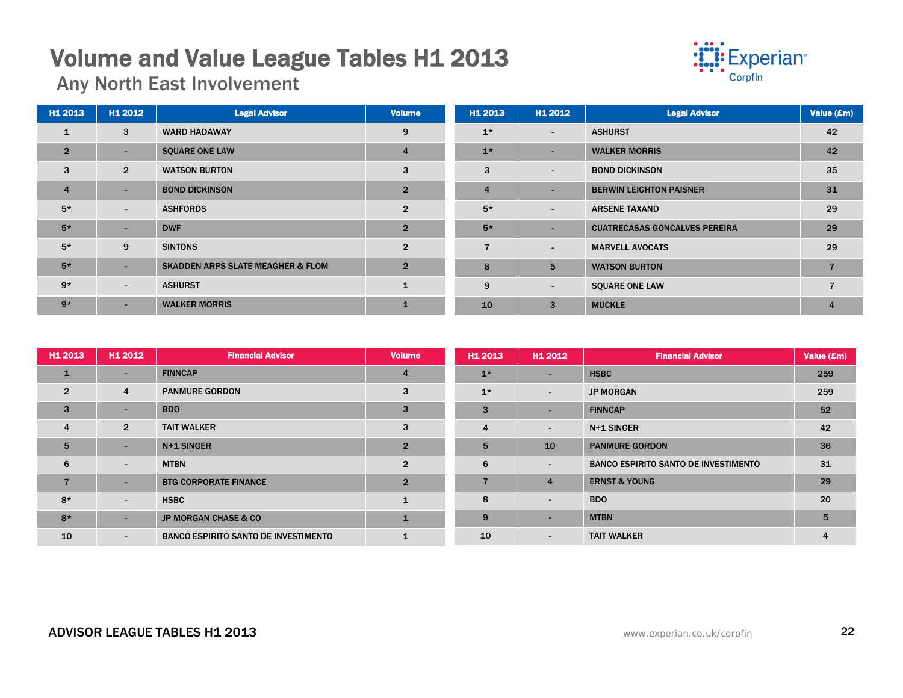# Volume and Value League Tables H1 2013

## Any North East Involvement

| H1 2013 | H1 2012 | Legal Advisor | Volume |
|---|---|---|---|
| 1 | 3 | WARD HADAWAY | 9 |
| 2 | - | SQUARE ONE LAW | 4 |
| 3 | 2 | WATSON BURTON | 3 |
| 4 | - | BOND DICKINSON | 2 |
| 5* | - | ASHFORDS | 2 |
| 5* | - | DWF | 2 |
| 5* | 9 | SINTONS | 2 |
| 5* | - | SKADDEN ARPS SLATE MEAGHER & FLOM | 2 |
| 9* | - | ASHURST | 1 |
| 9* | - | WALKER MORRIS | 1 |

| H1 2013 | H1 2012 | Legal Advisor | Value (£m) |
|---|---|---|---|
| 1* | - | ASHURST | 42 |
| 1* | - | WALKER MORRIS | 42 |
| 3 | - | BOND DICKINSON | 35 |
| 4 | - | BERWIN LEIGHTON PAISNER | 31 |
| 5* | - | ARSENE TAXAND | 29 |
| 5* | - | CUATRECASAS GONCALVES PEREIRA | 29 |
| 7 | - | MARVELL AVOCATS | 29 |
| 8 | 5 | WATSON BURTON | 7 |
| 9 | - | SQUARE ONE LAW | 7 |
| 10 | 3 | MUCKLE | 4 |

| H1 2013 | H1 2012 | Financial Advisor | Volume |
|---|---|---|---|
| 1 | - | FINNCAP | 4 |
| 2 | 4 | PANMURE GORDON | 3 |
| 3 | - | BDO | 3 |
| 4 | 2 | TAIT WALKER | 3 |
| 5 | - | N+1 SINGER | 2 |
| 6 | - | MTBN | 2 |
| 7 | - | BTG CORPORATE FINANCE | 2 |
| 8* | - | HSBC | 1 |
| 8* | - | JP MORGAN CHASE & CO | 1 |
| 10 | - | BANCO ESPIRITO SANTO DE INVESTIMENTO | 1 |

| H1 2013 | H1 2012 | Financial Advisor | Value (£m) |
|---|---|---|---|
| 1* | - | HSBC | 259 |
| 1* | - | JP MORGAN | 259 |
| 3 | - | FINNCAP | 52 |
| 4 | - | N+1 SINGER | 42 |
| 5 | 10 | PANMURE GORDON | 36 |
| 6 | - | BANCO ESPIRITO SANTO DE INVESTIMENTO | 31 |
| 7 | 4 | ERNST & YOUNG | 29 |
| 8 | - | BDO | 20 |
| 9 | - | MTBN | 5 |
| 10 | - | TAIT WALKER | 4 |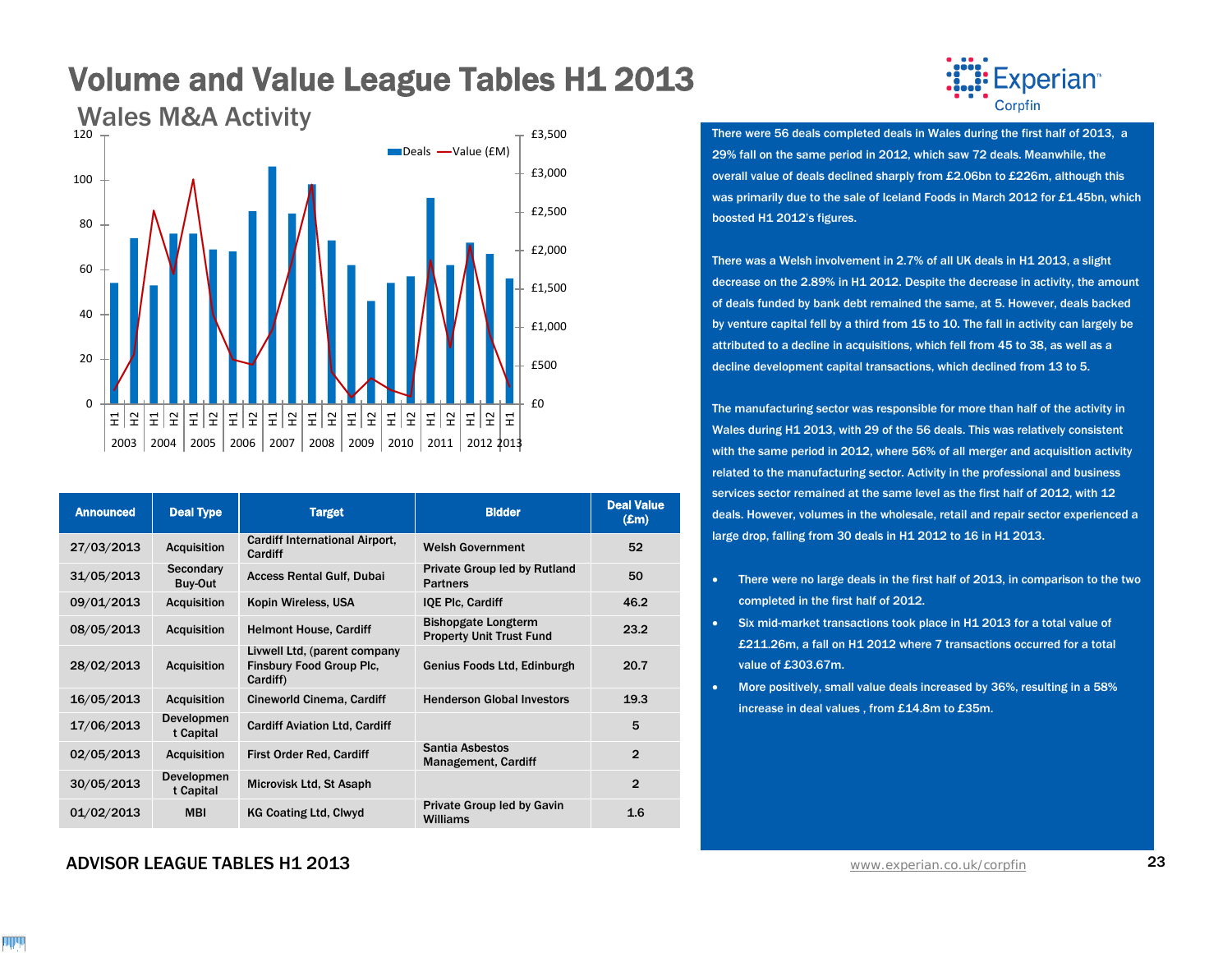# Volume and Value League Tables H1 2013

## Wales M&A Activity

| Announced | Deal Type | Target | Bidder | Deal Value (£m) |
|---|---|---|---|---|
| 27/03/2013 | Acquisition | Cardiff International Airport, Cardiff | Welsh Government | 52 |
| 31/05/2013 | Secondary Buy-Out | Access Rental Gulf, Dubai | Private Group led by Rutland Partners | 50 |
| 09/01/2013 | Acquisition | Kopin Wireless, USA | IQE Plc, Cardiff | 46.2 |
| 08/05/2013 | Acquisition | Helmont House, Cardiff | Bishopgate Longterm Property Unit Trust Fund | 23.2 |
| 28/02/2013 | Acquisition | Livwell Ltd, (parent company Finsbury Food Group Plc, Cardiff) | Genius Foods Ltd, Edinburgh | 20.7 |
| 16/05/2013 | Acquisition | Cineworld Cinema, Cardiff | Henderson Global Investors | 19.3 |
| 17/06/2013 | Development Capital | Cardiff Aviation Ltd, Cardiff | | 5 |
| 02/05/2013 | Acquisition | First Order Red, Cardiff | Santia Asbestos Management, Cardiff | 2 |
| 30/05/2013 | Development Capital | Microvisk Ltd, St Asaph | | 2 |
| 01/02/2013 | MBI | KG Coating Ltd, Clwyd | Private Group led by Gavin Williams | 1.6 |

There were 56 deals completed deals in Wales during the first half of 2013, a 29% fall on the same period in 2012, which saw 72 deals. Meanwhile, the overall value of deals declined sharply from £2.06bn to £226m, although this was primarily due to the sale of Iceland Foods in March 2012 for £1.45bn, which boosted H1 2012's figures.

There was a Welsh involvement in 2.7% of all UK deals in H1 2013, a slight decrease on the 2.89% in H1 2012. Despite the decrease in activity, the amount of deals funded by bank debt remained the same, at 5. However, deals backed by venture capital fell by a third from 15 to 10. The fall in activity can largely be attributed to a decline in acquisitions, which fell from 45 to 38, as well as a decline development capital transactions, which declined from 13 to 5.

The manufacturing sector was responsible for more than half of the activity in Wales during H1 2013, with 29 of the 56 deals. This was relatively consistent with the same period in 2012, where 56% of all merger and acquisition activity related to the manufacturing sector. Activity in the professional and business services sector remained at the same level as the first half of 2012, with 12 deals. However, volumes in the wholesale, retail and repair sector experienced a large drop, falling from 30 deals in H1 2012 to 16 in H1 2013.

- There were no large deals in the first half of 2013, in comparison to the two completed in the first half of 2012.
- Six mid-market transactions took place in H1 2013 for a total value of £211.26m, a fall on H1 2012 where 7 transactions occurred for a total value of £303.67m.
- More positively, small value deals increased by 36%, resulting in a 58% increase in deal values , from £14.8m to £35m.

ADVISOR LEAGUE TABLES H1 2013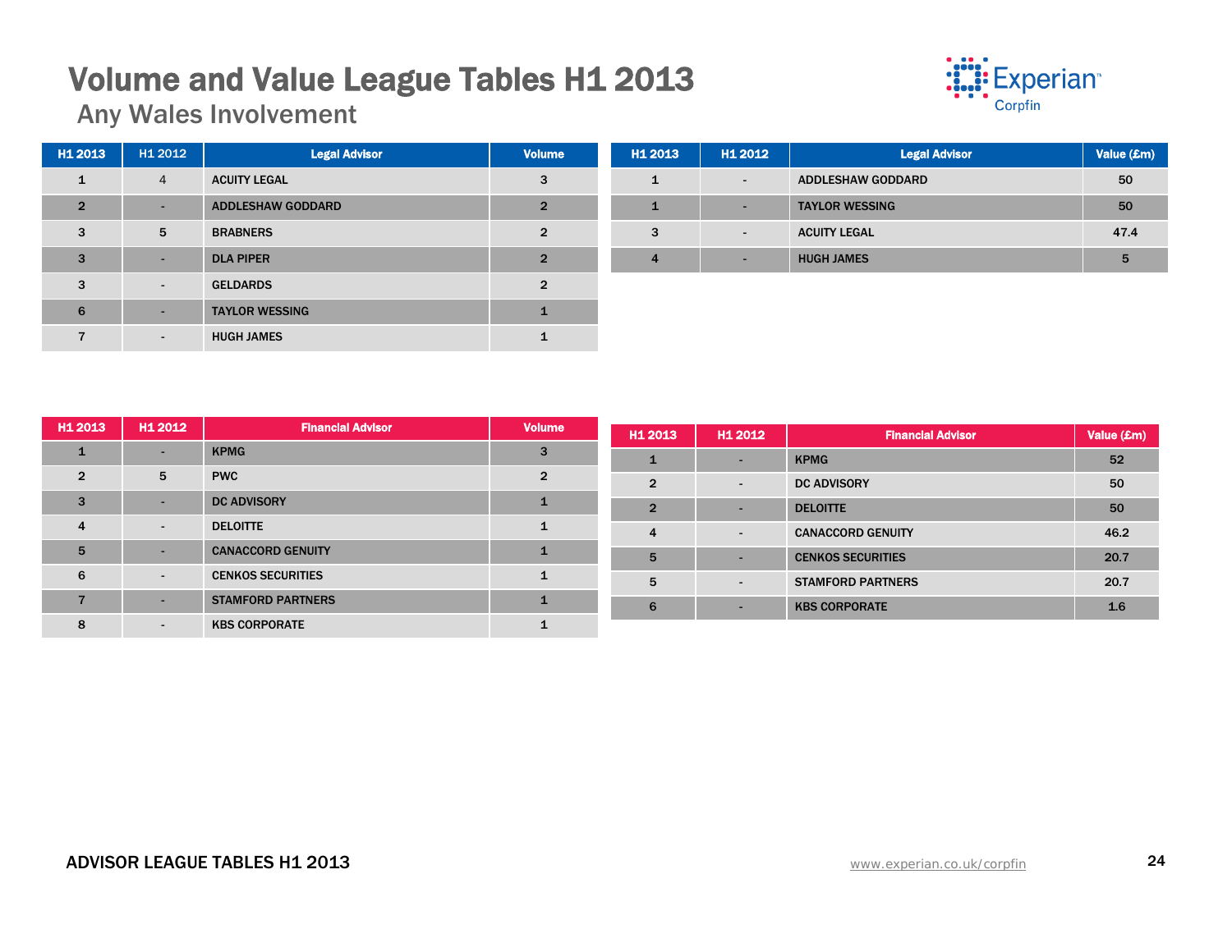# Volume and Value League Tables H1 2013

## Any Wales Involvement

| H1 2013 | H1 2012 | Legal Advisor | Volume |
|---|---|---|---|
| 1 | 4 | ACUITY LEGAL | 3 |
| 2 | - | ADDLESHAW GODDARD | 2 |
| 3 | 5 | BRABNERS | 2 |
| 3 | - | DLA PIPER | 2 |
| 3 | - | GELDARDS | 2 |
| 6 | - | TAYLOR WESSING | 1 |
| 7 | - | HUGH JAMES | 1 |

| H1 2013 | H1 2012 | Legal Advisor | Value (£m) |
|---|---|---|---|
| 1 | - | ADDLESHAW GODDARD | 50 |
| 1 | - | TAYLOR WESSING | 50 |
| 3 | - | ACUITY LEGAL | 47.4 |
| 4 | - | HUGH JAMES | 5 |

| H1 2013 | H1 2012 | Financial Advisor | Volume |
|---|---|---|---|
| 1 | - | KPMG | 3 |
| 2 | 5 | PWC | 2 |
| 3 | - | DC ADVISORY | 1 |
| 4 | - | DELOITTE | 1 |
| 5 | - | CANACCORD GENUITY | 1 |
| 6 | - | CENKOS SECURITIES | 1 |
| 7 | - | STAMFORD PARTNERS | 1 |
| 8 | - | KBS CORPORATE | 1 |

| H1 2013 | H1 2012 | Financial Advisor | Value (£m) |
|---|---|---|---|
| 1 | - | KPMG | 52 |
| 2 | - | DC ADVISORY | 50 |
| 2 | - | DELOITTE | 50 |
| 4 | - | CANACCORD GENUITY | 46.2 |
| 5 | - | CENKOS SECURITIES | 20.7 |
| 5 | - | STAMFORD PARTNERS | 20.7 |
| 6 | - | KBS CORPORATE | 1.6 |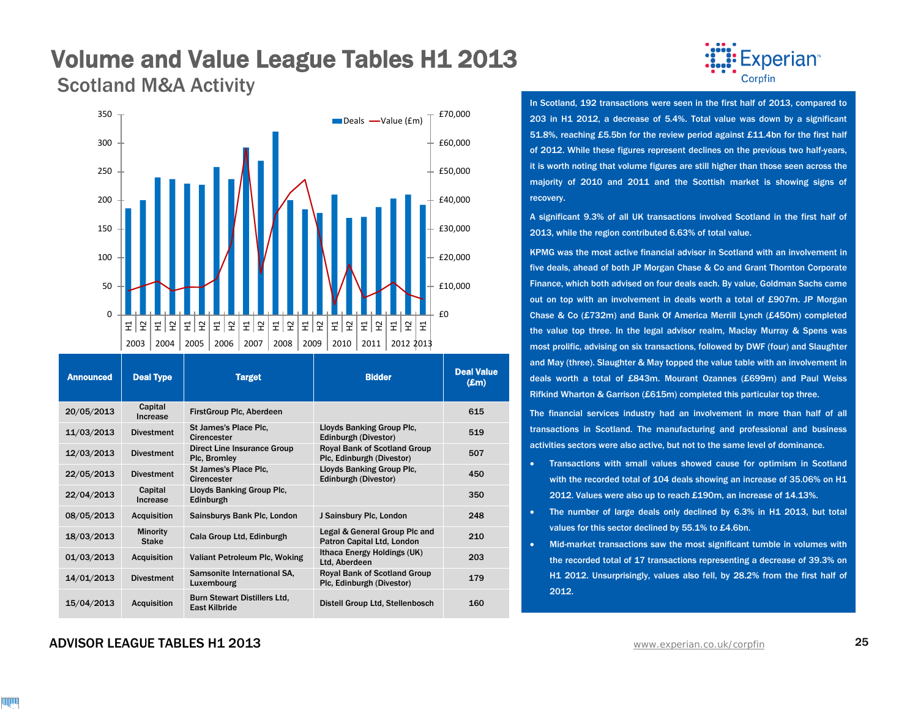# Volume and Value League Tables H1 2013

## Scotland M&A Activity

| Announced | Deal Type | Target | Bidder | Deal Value (£m) |
|---|---|---|---|---|
| 20/05/2013 | Capital Increase | FirstGroup Plc, Aberdeen | | 615 |
| 11/03/2013 | Divestment | St James's Place Plc, Cirencester | Lloyds Banking Group Plc, Edinburgh (Divestor) | 519 |
| 12/03/2013 | Divestment | Direct Line Insurance Group Plc, Bromley | Royal Bank of Scotland Group Plc, Edinburgh (Divestor) | 507 |
| 22/05/2013 | Divestment | St James's Place Plc, Cirencester | Lloyds Banking Group Plc, Edinburgh (Divestor) | 450 |
| 22/04/2013 | Capital Increase | Lloyds Banking Group Plc, Edinburgh | | 350 |
| 08/05/2013 | Acquisition | Sainsburys Bank Plc, London | J Sainsbury Plc, London | 248 |
| 18/03/2013 | Minority Stake | Cala Group Ltd, Edinburgh | Legal & General Group Plc and Patron Capital Ltd, London | 210 |
| 01/03/2013 | Acquisition | Valiant Petroleum Plc, Woking | Ithaca Energy Holdings (UK) Ltd, Aberdeen | 203 |
| 14/01/2013 | Divestment | Samsonite International SA, Luxembourg | Royal Bank of Scotland Group Plc, Edinburgh (Divestor) | 179 |
| 15/04/2013 | Acquisition | Burn Stewart Distillers Ltd, East Kilbride | Distell Group Ltd, Stellenbosch | 160 |

In Scotland, 192 transactions were seen in the first half of 2013, compared to 203 in H1 2012, a decrease of 5.4%. Total value was down by a significant 51.8%, reaching £5.5bn for the review period against £11.4bn for the first half of 2012. While these figures represent declines on the previous two half-years, it is worth noting that volume figures are still higher than those seen across the majority of 2010 and 2011 and the Scottish market is showing signs of recovery.

A significant 9.3% of all UK transactions involved Scotland in the first half of 2013, while the region contributed 6.63% of total value.

KPMG was the most active financial advisor in Scotland with an involvement in five deals, ahead of both JP Morgan Chase & Co and Grant Thornton Corporate Finance, which both advised on four deals each. By value, Goldman Sachs came out on top with an involvement in deals worth a total of £907m. JP Morgan Chase & Co (£732m) and Bank Of America Merrill Lynch (£450m) completed the value top three. In the legal advisor realm, Maclay Murray & Spens was most prolific, advising on six transactions, followed by DWF (four) and Slaughter and May (three). Slaughter & May topped the value table with an involvement in deals worth a total of £843m. Mourant Ozannes (£699m) and Paul Weiss Rifkind Wharton & Garrison (£615m) completed this particular top three.

The financial services industry had an involvement in more than half of all transactions in Scotland. The manufacturing and professional and business activities sectors were also active, but not to the same level of dominance.

- Transactions with small values showed cause for optimism in Scotland with the recorded total of 104 deals showing an increase of 35.06% on H1 2012. Values were also up to reach £190m, an increase of 14.13%.
- The number of large deals only declined by 6.3% in H1 2013, but total values for this sector declined by 55.1% to £4.6bn.
- Mid-market transactions saw the most significant tumble in volumes with the recorded total of 17 transactions representing a decrease of 39.3% on H1 2012. Unsurprisingly, values also fell, by 28.2% from the first half of 2012.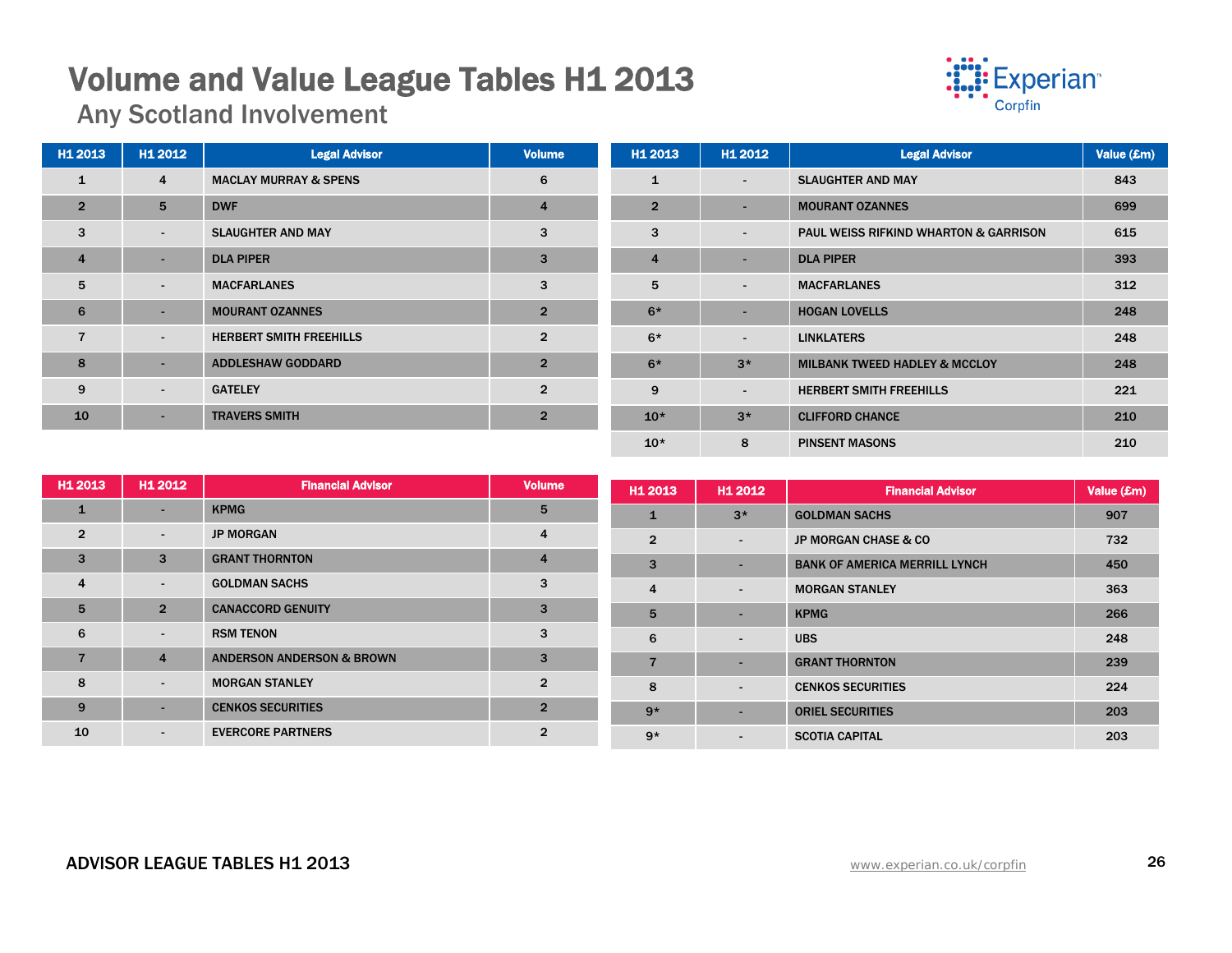# Volume and Value League Tables H1 2013

## Any Scotland Involvement

| H1 2013 | H1 2012 | Legal Advisor | Volume |
|---|---|---|---|
| 1 | 4 | MACLAY MURRAY & SPENS | 6 |
| 2 | 5 | DWF | 4 |
| 3 | - | SLAUGHTER AND MAY | 3 |
| 4 | - | DLA PIPER | 3 |
| 5 | - | MACFARLANES | 3 |
| 6 | - | MOURANT OZANNES | 2 |
| 7 | - | HERBERT SMITH FREEHILLS | 2 |
| 8 | - | ADDLESHAW GODDARD | 2 |
| 9 | - | GATELEY | 2 |
| 10 | - | TRAVERS SMITH | 2 |

| H1 2013 | H1 2012 | Legal Advisor | Value (£m) |
|---|---|---|---|
| 1 | - | SLAUGHTER AND MAY | 843 |
| 2 | - | MOURANT OZANNES | 699 |
| 3 | - | PAUL WEISS RIFKIND WHARTON & GARRISON | 615 |
| 4 | - | DLA PIPER | 393 |
| 5 | - | MACFARLANES | 312 |
| 6* | - | HOGAN LOVELLS | 248 |
| 6* | - | LINKLATERS | 248 |
| 6* | 3* | MILBANK TWEED HADLEY & MCCLOY | 248 |
| 9 | - | HERBERT SMITH FREEHILLS | 221 |
| 10* | 3* | CLIFFORD CHANCE | 210 |
| 10* | 8 | PINSENT MASONS | 210 |

| H1 2013 | H1 2012 | Financial Advisor | Volume |
|---|---|---|---|
| 1 | - | KPMG | 5 |
| 2 | - | JP MORGAN | 4 |
| 3 | 3 | GRANT THORNTON | 4 |
| 4 | - | GOLDMAN SACHS | 3 |
| 5 | 2 | CANACCORD GENUITY | 3 |
| 6 | - | RSM TENON | 3 |
| 7 | 4 | ANDERSON ANDERSON & BROWN | 3 |
| 8 | - | MORGAN STANLEY | 2 |
| 9 | - | CENKOS SECURITIES | 2 |
| 10 | - | EVERCORE PARTNERS | 2 |

| H1 2013 | H1 2012 | Financial Advisor | Value (£m) |
|---|---|---|---|
| 1 | 3* | GOLDMAN SACHS | 907 |
| 2 | - | JP MORGAN CHASE & CO | 732 |
| 3 | - | BANK OF AMERICA MERRILL LYNCH | 450 |
| 4 | - | MORGAN STANLEY | 363 |
| 5 | - | KPMG | 266 |
| 6 | - | UBS | 248 |
| 7 | - | GRANT THORNTON | 239 |
| 8 | - | CENKOS SECURITIES | 224 |
| 9* | - | ORIEL SECURITIES | 203 |
| 9* | - | SCOTIA CAPITAL | 203 |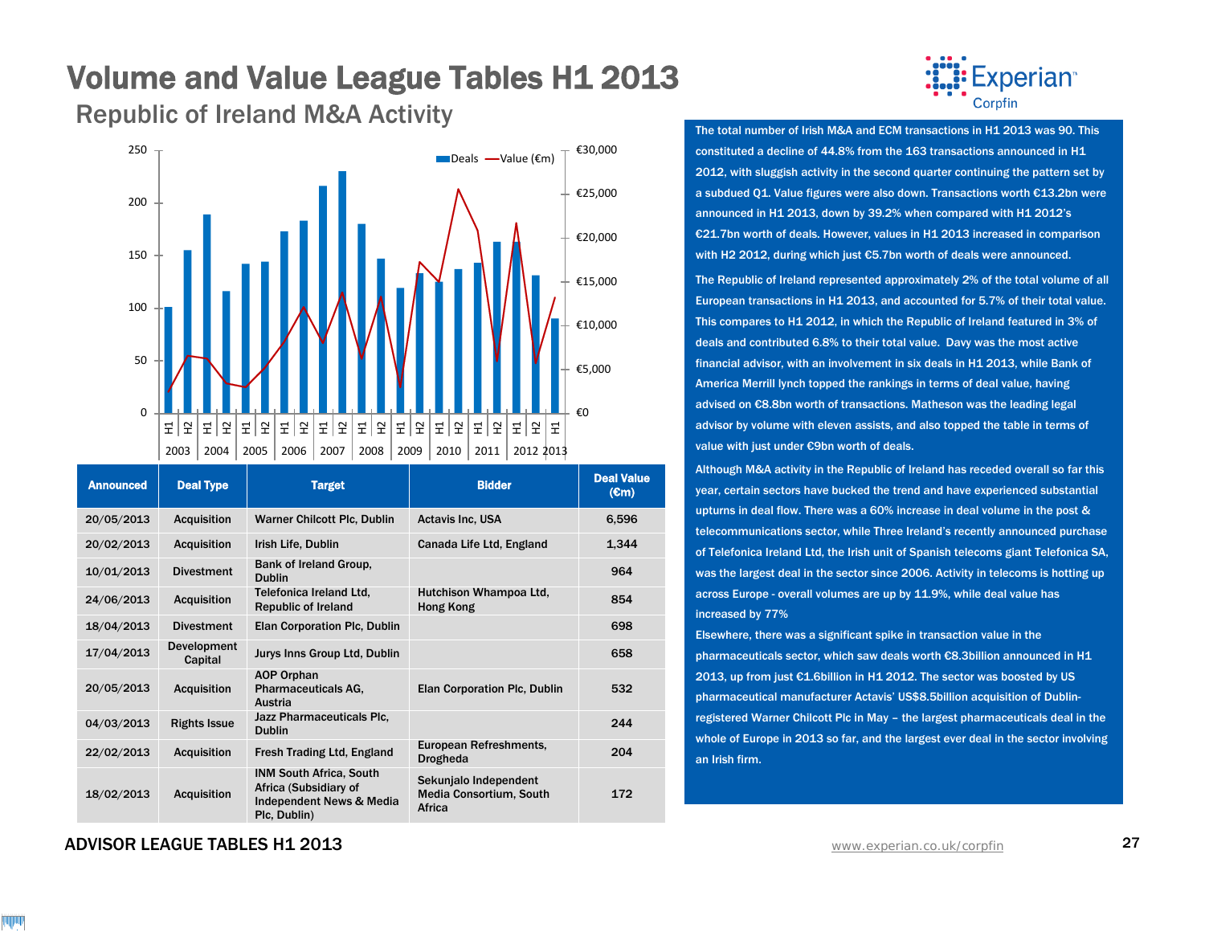# Volume and Value League Tables H1 2013

## Republic of Ireland M&A Activity

| Announced | Deal Type | Target | Bidder | Deal Value (€m) |
|---|---|---|---|---|
| 20/05/2013 | Acquisition | Warner Chilcott Plc, Dublin | Actavis Inc, USA | 6,596 |
| 20/02/2013 | Acquisition | Irish Life, Dublin | Canada Life Ltd, England | 1,344 |
| 10/01/2013 | Divestment | Bank of Ireland Group, Dublin | | 964 |
| 24/06/2013 | Acquisition | Telefonica Ireland Ltd, Republic of Ireland | Hutchison Whampoa Ltd, Hong Kong | 854 |
| 18/04/2013 | Divestment | Elan Corporation Plc, Dublin | | 698 |
| 17/04/2013 | Development Capital | Jurys Inns Group Ltd, Dublin | | 658 |
| 20/05/2013 | Acquisition | AOP Orphan Pharmaceuticals AG, Austria | Elan Corporation Plc, Dublin | 532 |
| 04/03/2013 | Rights Issue | Jazz Pharmaceuticals Plc, Dublin | | 244 |
| 22/02/2013 | Acquisition | Fresh Trading Ltd, England | European Refreshments, Drogheda | 204 |
| 18/02/2013 | Acquisition | INM South Africa, South Africa (Subsidiary of Independent News & Media Plc, Dublin) | Sekunjalo Independent Media Consortium, South Africa | 172 |

The total number of Irish M&A and ECM transactions in H1 2013 was 90. This constituted a decline of 44.8% from the 163 transactions announced in H1 2012, with sluggish activity in the second quarter continuing the pattern set by a subdued Q1. Value figures were also down. Transactions worth €13.2bn were announced in H1 2013, down by 39.2% when compared with H1 2012's €21.7bn worth of deals. However, values in H1 2013 increased in comparison with H2 2012, during which just €5.7bn worth of deals were announced.

The Republic of Ireland represented approximately 2% of the total volume of all European transactions in H1 2013, and accounted for 5.7% of their total value. This compares to H1 2012, in which the Republic of Ireland featured in 3% of deals and contributed 6.8% to their total value. Davy was the most active financial advisor, with an involvement in six deals in H1 2013, while Bank of America Merrill lynch topped the rankings in terms of deal value, having advised on €8.8bn worth of transactions. Matheson was the leading legal advisor by volume with eleven assists, and also topped the table in terms of value with just under €9bn worth of deals.

Although M&A activity in the Republic of Ireland has receded overall so far this year, certain sectors have bucked the trend and have experienced substantial upturns in deal flow. There was a 60% increase in deal volume in the post & telecommunications sector, while Three Ireland's recently announced purchase of Telefonica Ireland Ltd, the Irish unit of Spanish telecoms giant Telefonica SA, was the largest deal in the sector since 2006. Activity in telecoms is hotting up across Europe - overall volumes are up by 11.9%, while deal value has increased by 77%

Elsewhere, there was a significant spike in transaction value in the pharmaceuticals sector, which saw deals worth €8.3billion announced in H1 2013, up from just €1.6billion in H1 2012. The sector was boosted by US pharmaceutical manufacturer Actavis' US$8.5billion acquisition of Dublin-registered Warner Chilcott Plc in May – the largest pharmaceuticals deal in the whole of Europe in 2013 so far, and the largest ever deal in the sector involving an Irish firm.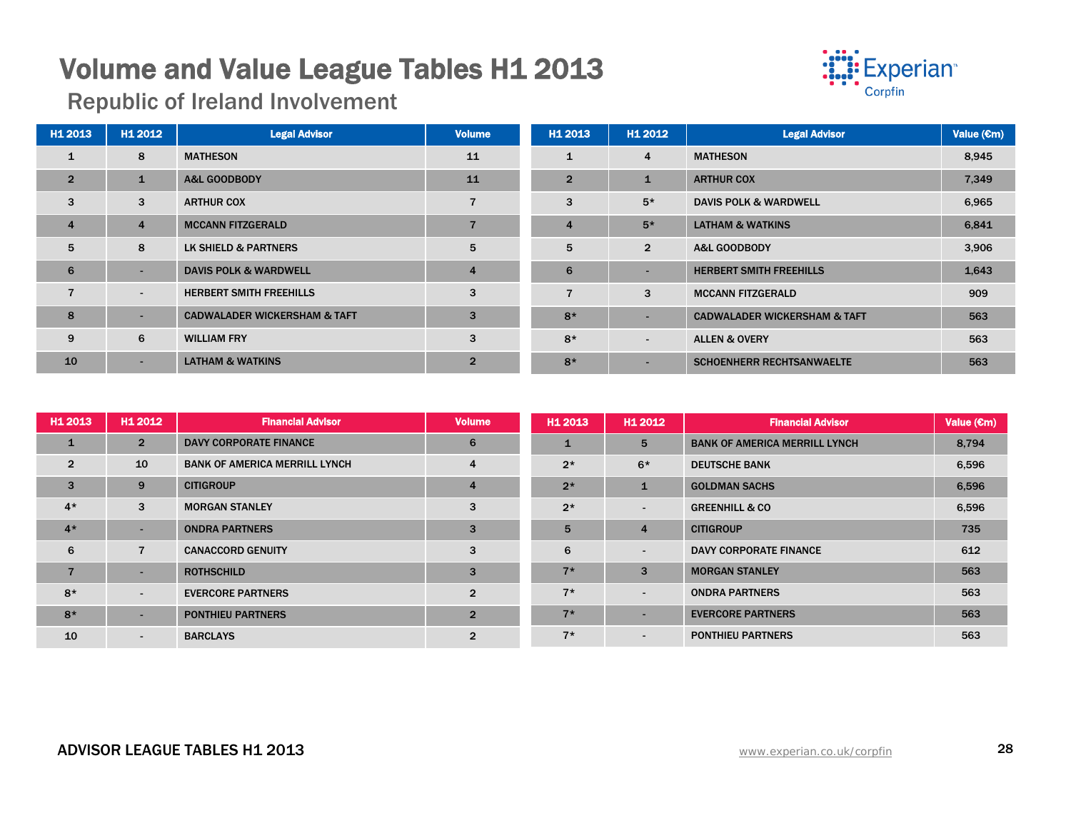# Volume and Value League Tables H1 2013

## Republic of Ireland Involvement

| H1 2013 | H1 2012 | Legal Advisor | Volume |
|---|---|---|---|
| 1 | 8 | MATHESON | 11 |
| 2 | 1 | A&L GOODBODY | 11 |
| 3 | 3 | ARTHUR COX | 7 |
| 4 | 4 | MCCANN FITZGERALD | 7 |
| 5 | 8 | LK SHIELD & PARTNERS | 5 |
| 6 | - | DAVIS POLK & WARDWELL | 4 |
| 7 | - | HERBERT SMITH FREEHILLS | 3 |
| 8 | - | CADWALADER WICKERSHAM & TAFT | 3 |
| 9 | 6 | WILLIAM FRY | 3 |
| 10 | - | LATHAM & WATKINS | 2 |

| H1 2013 | H1 2012 | Legal Advisor | Value (€m) |
|---|---|---|---|
| 1 | 4 | MATHESON | 8,945 |
| 2 | 1 | ARTHUR COX | 7,349 |
| 3 | 5* | DAVIS POLK & WARDWELL | 6,965 |
| 4 | 5* | LATHAM & WATKINS | 6,841 |
| 5 | 2 | A&L GOODBODY | 3,906 |
| 6 | - | HERBERT SMITH FREEHILLS | 1,643 |
| 7 | 3 | MCCANN FITZGERALD | 909 |
| 8* | - | CADWALADER WICKERSHAM & TAFT | 563 |
| 8* | - | ALLEN & OVERY | 563 |
| 8* | - | SCHOENHERR RECHTSANWAELTE | 563 |

| H1 2013 | H1 2012 | Financial Advisor | Volume |
|---|---|---|---|
| 1 | 2 | DAVY CORPORATE FINANCE | 6 |
| 2 | 10 | BANK OF AMERICA MERRILL LYNCH | 4 |
| 3 | 9 | CITIGROUP | 4 |
| 4* | 3 | MORGAN STANLEY | 3 |
| 4* | - | ONDRA PARTNERS | 3 |
| 6 | 7 | CANACCORD GENUITY | 3 |
| 7 | - | ROTHSCHILD | 3 |
| 8* | - | EVERCORE PARTNERS | 2 |
| 8* | - | PONTHIEU PARTNERS | 2 |
| 10 | - | BARCLAYS | 2 |

| H1 2013 | H1 2012 | Financial Advisor | Value (€m) |
|---|---|---|---|
| 1 | 5 | BANK OF AMERICA MERRILL LYNCH | 8,794 |
| 2* | 6* | DEUTSCHE BANK | 6,596 |
| 2* | 1 | GOLDMAN SACHS | 6,596 |
| 2* | - | GREENHILL & CO | 6,596 |
| 5 | 4 | CITIGROUP | 735 |
| 6 | - | DAVY CORPORATE FINANCE | 612 |
| 7* | 3 | MORGAN STANLEY | 563 |
| 7* | - | ONDRA PARTNERS | 563 |
| 7* | - | EVERCORE PARTNERS | 563 |
| 7* | - | PONTHIEU PARTNERS | 563 |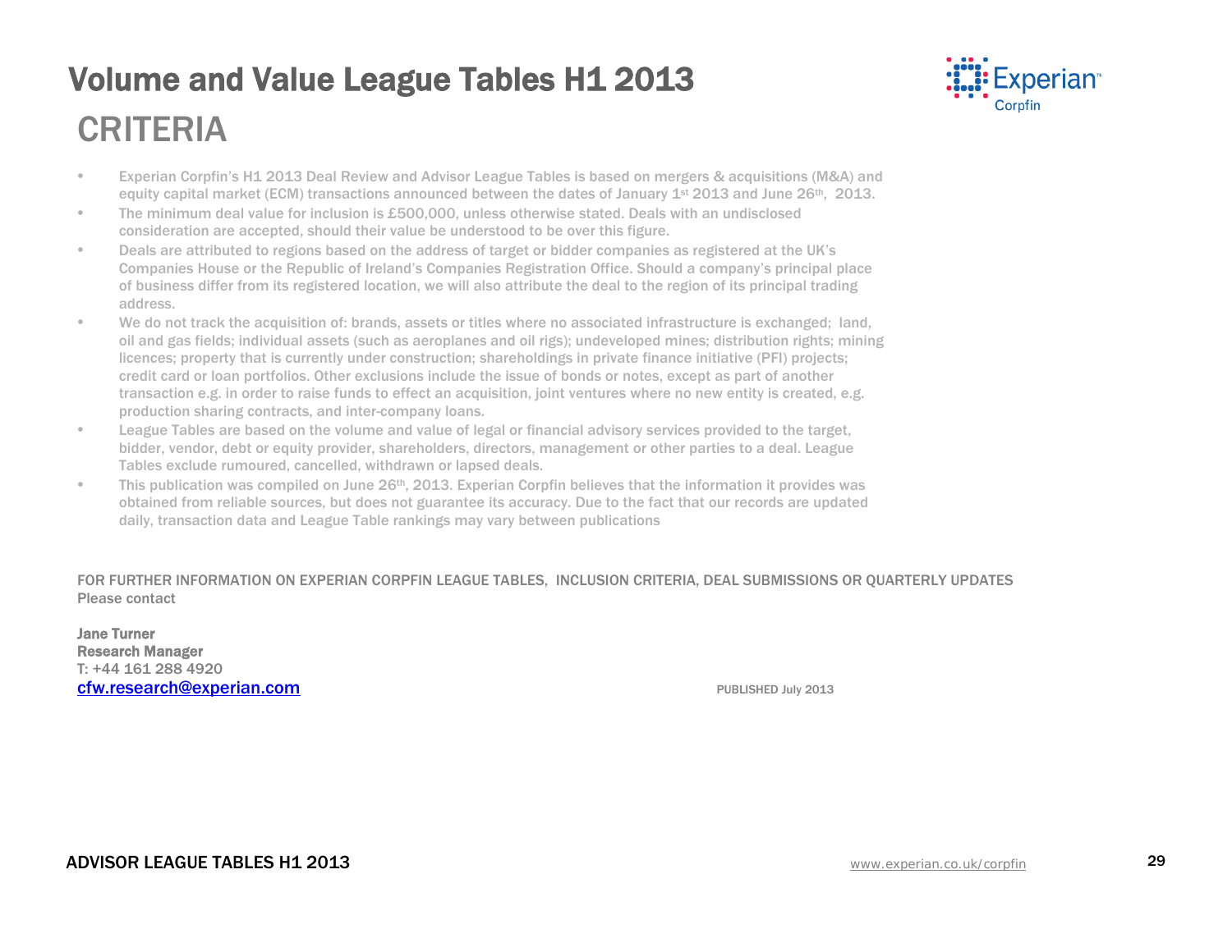# Volume and Value League Tables H1 2013

## CRITERIA

- Experian Corpfin's H1 2013 Deal Review and Advisor League Tables is based on mergers & acquisitions (M&A) and equity capital market (ECM) transactions announced between the dates of January 1st 2013 and June 26th, 2013.
- The minimum deal value for inclusion is £500,000, unless otherwise stated. Deals with an undisclosed consideration are accepted, should their value be understood to be over this figure.
- Deals are attributed to regions based on the address of target or bidder companies as registered at the UK's Companies House or the Republic of Ireland's Companies Registration Office. Should a company's principal place of business differ from its registered location, we will also attribute the deal to the region of its principal trading address.
- We do not track the acquisition of: brands, assets or titles where no associated infrastructure is exchanged; land, oil and gas fields; individual assets (such as aeroplanes and oil rigs); undeveloped mines; distribution rights; mining licences; property that is currently under construction; shareholdings in private finance initiative (PFI) projects; credit card or loan portfolios. Other exclusions include the issue of bonds or notes, except as part of another transaction e.g. in order to raise funds to effect an acquisition, joint ventures where no new entity is created, e.g. production sharing contracts, and inter-company loans.
- League Tables are based on the volume and value of legal or financial advisory services provided to the target, bidder, vendor, debt or equity provider, shareholders, directors, management or other parties to a deal. League Tables exclude rumoured, cancelled, withdrawn or lapsed deals.
- This publication was compiled on June 26th, 2013. Experian Corpfin believes that the information it provides was obtained from reliable sources, but does not guarantee its accuracy. Due to the fact that our records are updated daily, transaction data and League Table rankings may vary between publications

FOR FURTHER INFORMATION ON EXPERIAN CORPFIN LEAGUE TABLES, INCLUSION CRITERIA, DEAL SUBMISSIONS OR QUARTERLY UPDATES
Please contact

**Jane Turner**
**Research Manager**
T: +44 161 288 4920
[cfw.research@experian.com](mailto:cfw.research@experian.com)

PUBLISHED July 2013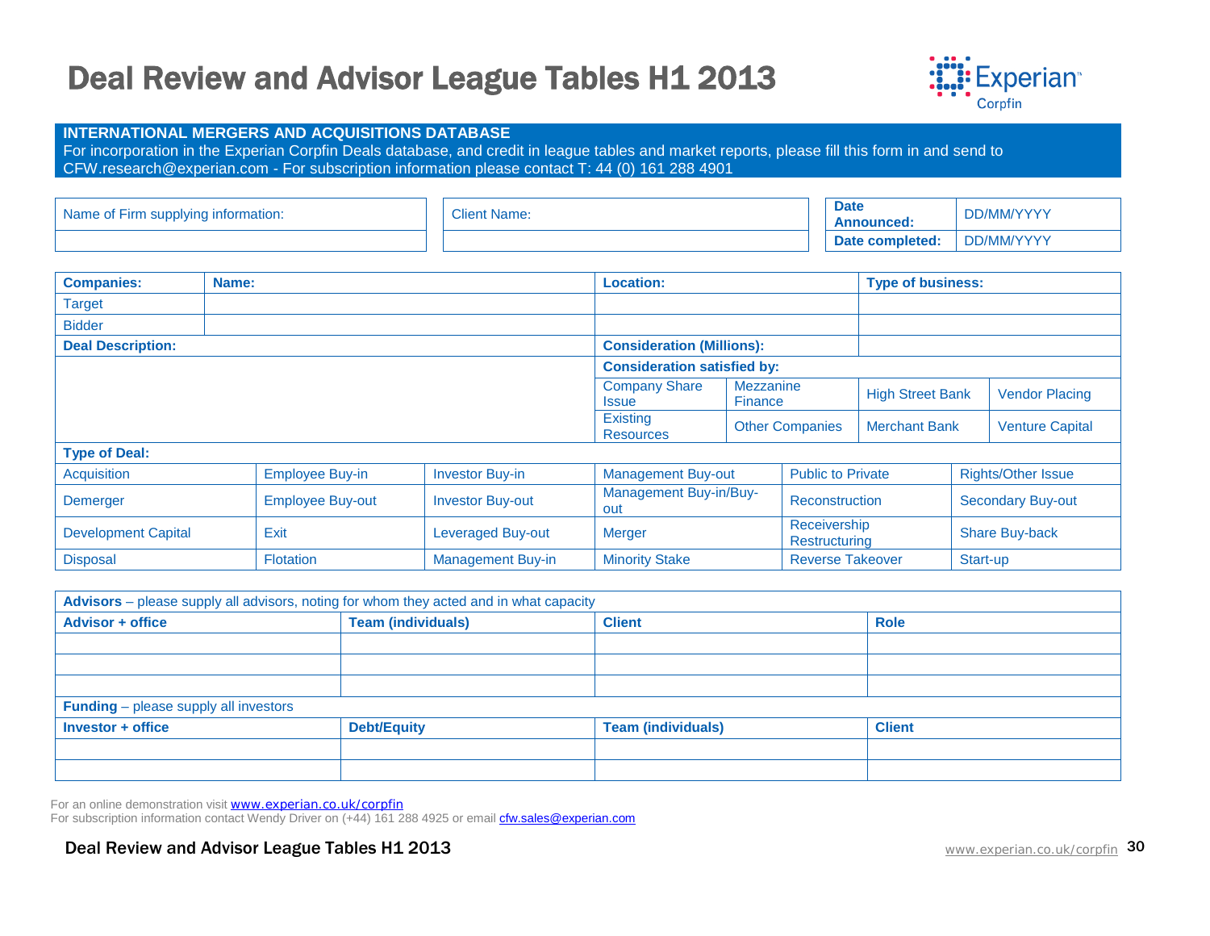# Deal Review and Advisor League Tables H1 2013

**INTERNATIONAL MERGERS AND ACQUISITIONS DATABASE**
For incorporation in the Experian Corpfin Deals database, and credit in league tables and market reports, please fill this form in and send to CFW.research@experian.com - For subscription information please contact T: 44 (0) 161 288 4901

| Name of Firm supplying information: |
|---|
| |

| Client Name: |
|---|
| |

| | |
|---|---|
| **Date Announced:** | DD/MM/YYYY |
| **Date completed:** | DD/MM/YYYY |

| **Companies:** | **Name:** | **Location:** | **Type of business:** | | |
|---|---|---|---|---|---|
| Target | | | | | |
| Bidder | | | | | |
| **Deal Description:** | | **Consideration (Millions):** | | | |
| | | **Consideration satisfied by:** | | | |
| | | Company Share Issue | Mezzanine Finance | High Street Bank | Vendor Placing |
| | | Existing Resources | Other Companies | Merchant Bank | Venture Capital |

| **Type of Deal:** | | | | | |
|---|---|---|---|---|---|
| Acquisition | Employee Buy-in | Investor Buy-in | Management Buy-out | Public to Private | Rights/Other Issue |
| Demerger | Employee Buy-out | Investor Buy-out | Management Buy-in/Buy-out | Reconstruction | Secondary Buy-out |
| Development Capital | Exit | Leveraged Buy-out | Merger | Receivership Restructuring | Share Buy-back |
| Disposal | Flotation | Management Buy-in | Minority Stake | Reverse Takeover | Start-up |

**Advisors** – please supply all advisors, noting for whom they acted and in what capacity

| **Advisor + office** | **Team (individuals)** | **Client** | **Role** |
|---|---|---|---|
| | | | |
| | | | |
| | | | |

**Funding** – please supply all investors

| **Investor + office** | **Debt/Equity** | **Team (individuals)** | **Client** |
|---|---|---|---|
| | | | |
| | | | |

For an online demonstration visit www.experian.co.uk/corpfin
For subscription information contact Wendy Driver on (+44) 161 288 4925 or email cfw.sales@experian.com